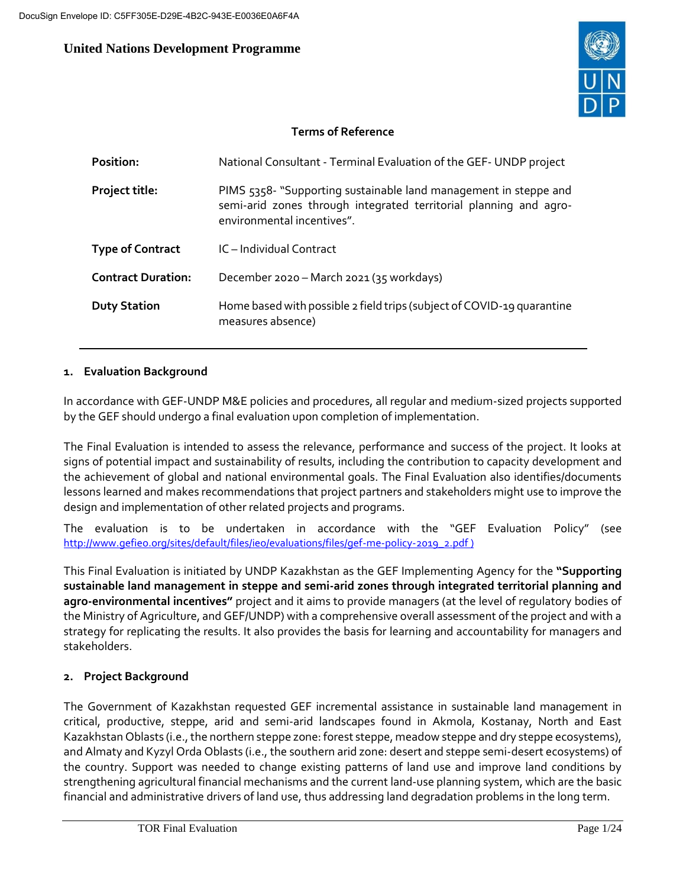DocuSign Envelope ID: C5FF305E-D29E-4B2C-943E-E0036E0A6F4A

**United Nations Development Programme**

**Terms of Reference**

| | |
|---|---|
| **Position:** | National Consultant - Terminal Evaluation of the GEF- UNDP project |
| **Project title:** | PIMS 5358- "Supporting sustainable land management in steppe and semi-arid zones through integrated territorial planning and agro-environmental incentives". |
| **Type of Contract** | IC – Individual Contract |
| **Contract Duration:** | December 2020 – March 2021 (35 workdays) |
| **Duty Station** | Home based with possible 2 field trips (subject of COVID-19 quarantine measures absence) |

## 1. Evaluation Background

In accordance with GEF-UNDP M&E policies and procedures, all regular and medium-sized projects supported by the GEF should undergo a final evaluation upon completion of implementation.

The Final Evaluation is intended to assess the relevance, performance and success of the project. It looks at signs of potential impact and sustainability of results, including the contribution to capacity development and the achievement of global and national environmental goals. The Final Evaluation also identifies/documents lessons learned and makes recommendations that project partners and stakeholders might use to improve the design and implementation of other related projects and programs.

The evaluation is to be undertaken in accordance with the "GEF Evaluation Policy" (see http://www.gefieo.org/sites/default/files/ieo/evaluations/files/gef-me-policy-2019_2.pdf )

This Final Evaluation is initiated by UNDP Kazakhstan as the GEF Implementing Agency for the **"Supporting sustainable land management in steppe and semi-arid zones through integrated territorial planning and agro-environmental incentives"** project and it aims to provide managers (at the level of regulatory bodies of the Ministry of Agriculture, and GEF/UNDP) with a comprehensive overall assessment of the project and with a strategy for replicating the results. It also provides the basis for learning and accountability for managers and stakeholders.

## 2. Project Background

The Government of Kazakhstan requested GEF incremental assistance in sustainable land management in critical, productive, steppe, arid and semi-arid landscapes found in Akmola, Kostanay, North and East Kazakhstan Oblasts (i.e., the northern steppe zone: forest steppe, meadow steppe and dry steppe ecosystems), and Almaty and Kyzyl Orda Oblasts (i.e., the southern arid zone: desert and steppe semi-desert ecosystems) of the country. Support was needed to change existing patterns of land use and improve land conditions by strengthening agricultural financial mechanisms and the current land-use planning system, which are the basic financial and administrative drivers of land use, thus addressing land degradation problems in the long term.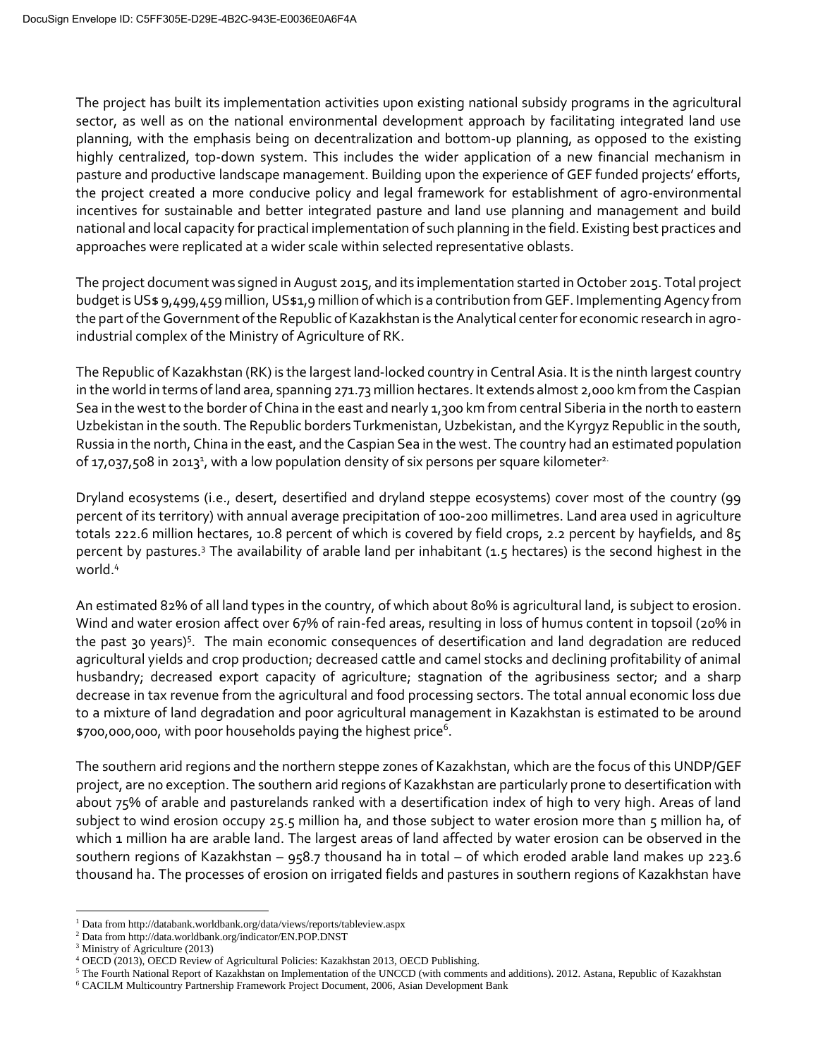The project has built its implementation activities upon existing national subsidy programs in the agricultural sector, as well as on the national environmental development approach by facilitating integrated land use planning, with the emphasis being on decentralization and bottom-up planning, as opposed to the existing highly centralized, top-down system. This includes the wider application of a new financial mechanism in pasture and productive landscape management. Building upon the experience of GEF funded projects' efforts, the project created a more conducive policy and legal framework for establishment of agro-environmental incentives for sustainable and better integrated pasture and land use planning and management and build national and local capacity for practical implementation of such planning in the field. Existing best practices and approaches were replicated at a wider scale within selected representative oblasts.

The project document was signed in August 2015, and its implementation started in October 2015. Total project budget is US$ 9,499,459 million, US$1,9 million of which is a contribution from GEF. Implementing Agency from the part of the Government of the Republic of Kazakhstan is the Analytical center for economic research in agro-industrial complex of the Ministry of Agriculture of RK.

The Republic of Kazakhstan (RK) is the largest land-locked country in Central Asia. It is the ninth largest country in the world in terms of land area, spanning 271.73 million hectares. It extends almost 2,000 km from the Caspian Sea in the west to the border of China in the east and nearly 1,300 km from central Siberia in the north to eastern Uzbekistan in the south. The Republic borders Turkmenistan, Uzbekistan, and the Kyrgyz Republic in the south, Russia in the north, China in the east, and the Caspian Sea in the west. The country had an estimated population of 17,037,508 in 2013[1], with a low population density of six persons per square kilometer[2].

Dryland ecosystems (i.e., desert, desertified and dryland steppe ecosystems) cover most of the country (99 percent of its territory) with annual average precipitation of 100-200 millimetres. Land area used in agriculture totals 222.6 million hectares, 10.8 percent of which is covered by field crops, 2.2 percent by hayfields, and 85 percent by pastures.[3] The availability of arable land per inhabitant (1.5 hectares) is the second highest in the world.[4]

An estimated 82% of all land types in the country, of which about 80% is agricultural land, is subject to erosion. Wind and water erosion affect over 67% of rain-fed areas, resulting in loss of humus content in topsoil (20% in the past 30 years)[5]. The main economic consequences of desertification and land degradation are reduced agricultural yields and crop production; decreased cattle and camel stocks and declining profitability of animal husbandry; decreased export capacity of agriculture; stagnation of the agribusiness sector; and a sharp decrease in tax revenue from the agricultural and food processing sectors. The total annual economic loss due to a mixture of land degradation and poor agricultural management in Kazakhstan is estimated to be around $700,000,000, with poor households paying the highest price[6].

The southern arid regions and the northern steppe zones of Kazakhstan, which are the focus of this UNDP/GEF project, are no exception. The southern arid regions of Kazakhstan are particularly prone to desertification with about 75% of arable and pasturelands ranked with a desertification index of high to very high. Areas of land subject to wind erosion occupy 25.5 million ha, and those subject to water erosion more than 5 million ha, of which 1 million ha are arable land. The largest areas of land affected by water erosion can be observed in the southern regions of Kazakhstan – 958.7 thousand ha in total – of which eroded arable land makes up 223.6 thousand ha. The processes of erosion on irrigated fields and pastures in southern regions of Kazakhstan have

[1] Data from http://databank.worldbank.org/data/views/reports/tableview.aspx
[2] Data from http://data.worldbank.org/indicator/EN.POP.DNST
[3] Ministry of Agriculture (2013)
[4] OECD (2013), OECD Review of Agricultural Policies: Kazakhstan 2013, OECD Publishing.
[5] The Fourth National Report of Kazakhstan on Implementation of the UNCCD (with comments and additions). 2012. Astana, Republic of Kazakhstan
[6] CACILM Multicountry Partnership Framework Project Document, 2006, Asian Development Bank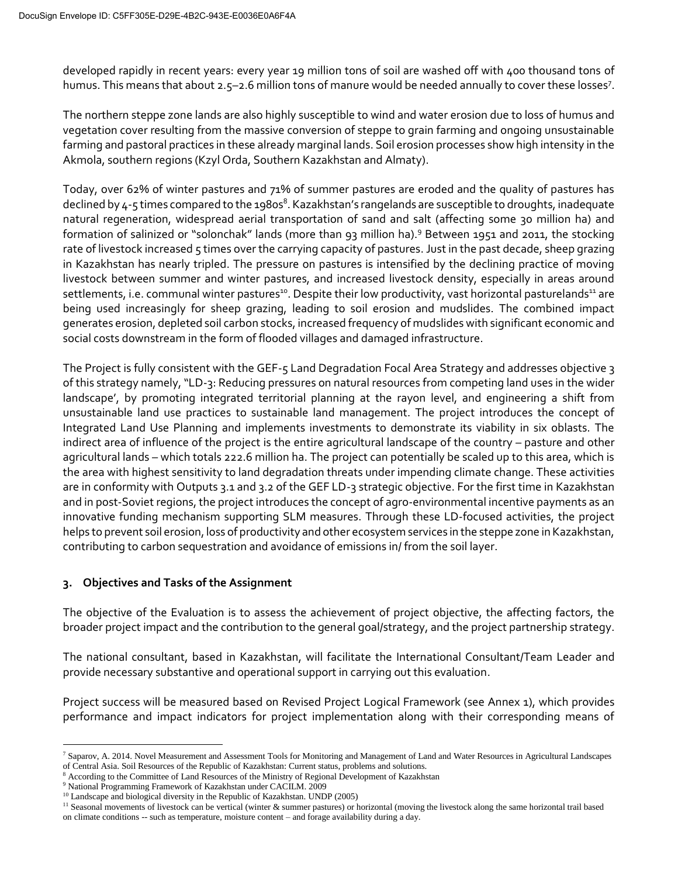developed rapidly in recent years: every year 19 million tons of soil are washed off with 400 thousand tons of humus. This means that about 2.5–2.6 million tons of manure would be needed annually to cover these losses[7].

The northern steppe zone lands are also highly susceptible to wind and water erosion due to loss of humus and vegetation cover resulting from the massive conversion of steppe to grain farming and ongoing unsustainable farming and pastoral practices in these already marginal lands. Soil erosion processes show high intensity in the Akmola, southern regions (Kzyl Orda, Southern Kazakhstan and Almaty).

Today, over 62% of winter pastures and 71% of summer pastures are eroded and the quality of pastures has declined by 4-5 times compared to the 1980s[8]. Kazakhstan's rangelands are susceptible to droughts, inadequate natural regeneration, widespread aerial transportation of sand and salt (affecting some 30 million ha) and formation of salinized or "solonchak" lands (more than 93 million ha).[9] Between 1951 and 2011, the stocking rate of livestock increased 5 times over the carrying capacity of pastures. Just in the past decade, sheep grazing in Kazakhstan has nearly tripled. The pressure on pastures is intensified by the declining practice of moving livestock between summer and winter pastures, and increased livestock density, especially in areas around settlements, i.e. communal winter pastures[10]. Despite their low productivity, vast horizontal pasturelands[11] are being used increasingly for sheep grazing, leading to soil erosion and mudslides. The combined impact generates erosion, depleted soil carbon stocks, increased frequency of mudslides with significant economic and social costs downstream in the form of flooded villages and damaged infrastructure.

The Project is fully consistent with the GEF-5 Land Degradation Focal Area Strategy and addresses objective 3 of this strategy namely, "LD-3: Reducing pressures on natural resources from competing land uses in the wider landscape', by promoting integrated territorial planning at the rayon level, and engineering a shift from unsustainable land use practices to sustainable land management. The project introduces the concept of Integrated Land Use Planning and implements investments to demonstrate its viability in six oblasts. The indirect area of influence of the project is the entire agricultural landscape of the country – pasture and other agricultural lands – which totals 222.6 million ha. The project can potentially be scaled up to this area, which is the area with highest sensitivity to land degradation threats under impending climate change. These activities are in conformity with Outputs 3.1 and 3.2 of the GEF LD-3 strategic objective. For the first time in Kazakhstan and in post-Soviet regions, the project introduces the concept of agro-environmental incentive payments as an innovative funding mechanism supporting SLM measures. Through these LD-focused activities, the project helps to prevent soil erosion, loss of productivity and other ecosystem services in the steppe zone in Kazakhstan, contributing to carbon sequestration and avoidance of emissions in/ from the soil layer.

## 3. Objectives and Tasks of the Assignment

The objective of the Evaluation is to assess the achievement of project objective, the affecting factors, the broader project impact and the contribution to the general goal/strategy, and the project partnership strategy.

The national consultant, based in Kazakhstan, will facilitate the International Consultant/Team Leader and provide necessary substantive and operational support in carrying out this evaluation.

Project success will be measured based on Revised Project Logical Framework (see Annex 1), which provides performance and impact indicators for project implementation along with their corresponding means of

---

[7] Saparov, A. 2014. Novel Measurement and Assessment Tools for Monitoring and Management of Land and Water Resources in Agricultural Landscapes of Central Asia. Soil Resources of the Republic of Kazakhstan: Current status, problems and solutions.

[8] According to the Committee of Land Resources of the Ministry of Regional Development of Kazakhstan

[9] National Programming Framework of Kazakhstan under CACILM. 2009

[10] Landscape and biological diversity in the Republic of Kazakhstan. UNDP (2005)

[11] Seasonal movements of livestock can be vertical (winter & summer pastures) or horizontal (moving the livestock along the same horizontal trail based on climate conditions -- such as temperature, moisture content – and forage availability during a day.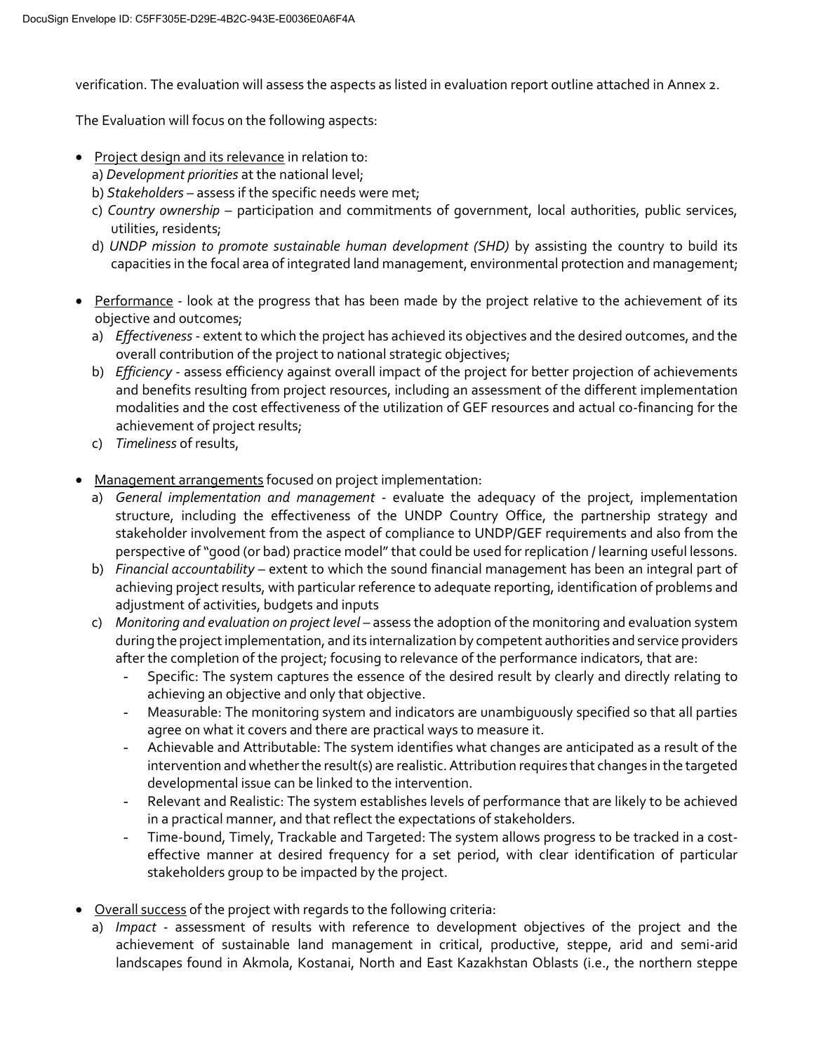verification. The evaluation will assess the aspects as listed in evaluation report outline attached in Annex 2.

The Evaluation will focus on the following aspects:

- Project design and its relevance in relation to:
  a) *Development priorities* at the national level;
  b) *Stakeholders* – assess if the specific needs were met;
  c) *Country ownership* – participation and commitments of government, local authorities, public services, utilities, residents;
  d) *UNDP mission to promote sustainable human development (SHD)* by assisting the country to build its capacities in the focal area of integrated land management, environmental protection and management;

- Performance - look at the progress that has been made by the project relative to the achievement of its objective and outcomes;
  a) *Effectiveness* - extent to which the project has achieved its objectives and the desired outcomes, and the overall contribution of the project to national strategic objectives;
  b) *Efficiency* - assess efficiency against overall impact of the project for better projection of achievements and benefits resulting from project resources, including an assessment of the different implementation modalities and the cost effectiveness of the utilization of GEF resources and actual co-financing for the achievement of project results;
  c) *Timeliness* of results,

- Management arrangements focused on project implementation:
  a) *General implementation and management* - evaluate the adequacy of the project, implementation structure, including the effectiveness of the UNDP Country Office, the partnership strategy and stakeholder involvement from the aspect of compliance to UNDP/GEF requirements and also from the perspective of "good (or bad) practice model" that could be used for replication / learning useful lessons.
  b) *Financial accountability* – extent to which the sound financial management has been an integral part of achieving project results, with particular reference to adequate reporting, identification of problems and adjustment of activities, budgets and inputs
  c) *Monitoring and evaluation on project level* – assess the adoption of the monitoring and evaluation system during the project implementation, and its internalization by competent authorities and service providers after the completion of the project; focusing to relevance of the performance indicators, that are:
     - Specific: The system captures the essence of the desired result by clearly and directly relating to achieving an objective and only that objective.
     - Measurable: The monitoring system and indicators are unambiguously specified so that all parties agree on what it covers and there are practical ways to measure it.
     - Achievable and Attributable: The system identifies what changes are anticipated as a result of the intervention and whether the result(s) are realistic. Attribution requires that changes in the targeted developmental issue can be linked to the intervention.
     - Relevant and Realistic: The system establishes levels of performance that are likely to be achieved in a practical manner, and that reflect the expectations of stakeholders.
     - Time-bound, Timely, Trackable and Targeted: The system allows progress to be tracked in a cost-effective manner at desired frequency for a set period, with clear identification of particular stakeholders group to be impacted by the project.

- Overall success of the project with regards to the following criteria:
  a) *Impact* - assessment of results with reference to development objectives of the project and the achievement of sustainable land management in critical, productive, steppe, arid and semi-arid landscapes found in Akmola, Kostanai, North and East Kazakhstan Oblasts (i.e., the northern steppe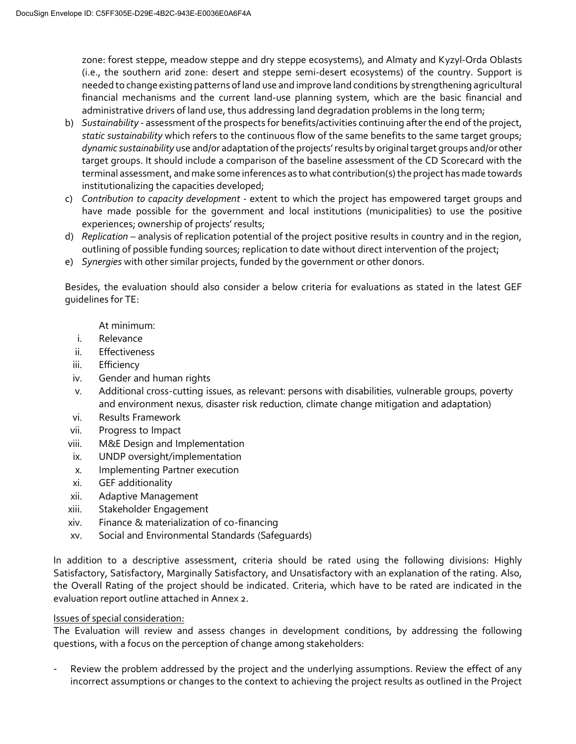zone: forest steppe, meadow steppe and dry steppe ecosystems), and Almaty and Kyzyl-Orda Oblasts (i.e., the southern arid zone: desert and steppe semi-desert ecosystems) of the country. Support is needed to change existing patterns of land use and improve land conditions by strengthening agricultural financial mechanisms and the current land-use planning system, which are the basic financial and administrative drivers of land use, thus addressing land degradation problems in the long term;

b) *Sustainability* - assessment of the prospects for benefits/activities continuing after the end of the project, *static sustainability* which refers to the continuous flow of the same benefits to the same target groups; *dynamic sustainability* use and/or adaptation of the projects' results by original target groups and/or other target groups. It should include a comparison of the baseline assessment of the CD Scorecard with the terminal assessment, and make some inferences as to what contribution(s) the project has made towards institutionalizing the capacities developed;
c) *Contribution to capacity development* - extent to which the project has empowered target groups and have made possible for the government and local institutions (municipalities) to use the positive experiences; ownership of projects' results;
d) *Replication* – analysis of replication potential of the project positive results in country and in the region, outlining of possible funding sources; replication to date without direct intervention of the project;
e) *Synergies* with other similar projects, funded by the government or other donors.

Besides, the evaluation should also consider a below criteria for evaluations as stated in the latest GEF guidelines for TE:

At minimum:

i. Relevance
ii. Effectiveness
iii. Efficiency
iv. Gender and human rights
v. Additional cross-cutting issues, as relevant: persons with disabilities, vulnerable groups, poverty and environment nexus, disaster risk reduction, climate change mitigation and adaptation)
vi. Results Framework
vii. Progress to Impact
viii. M&E Design and Implementation
ix. UNDP oversight/implementation
x. Implementing Partner execution
xi. GEF additionality
xii. Adaptive Management
xiii. Stakeholder Engagement
xiv. Finance & materialization of co-financing
xv. Social and Environmental Standards (Safeguards)

In addition to a descriptive assessment, criteria should be rated using the following divisions: Highly Satisfactory, Satisfactory, Marginally Satisfactory, and Unsatisfactory with an explanation of the rating. Also, the Overall Rating of the project should be indicated. Criteria, which have to be rated are indicated in the evaluation report outline attached in Annex 2.

Issues of special consideration:

The Evaluation will review and assess changes in development conditions, by addressing the following questions, with a focus on the perception of change among stakeholders:

- Review the problem addressed by the project and the underlying assumptions. Review the effect of any incorrect assumptions or changes to the context to achieving the project results as outlined in the Project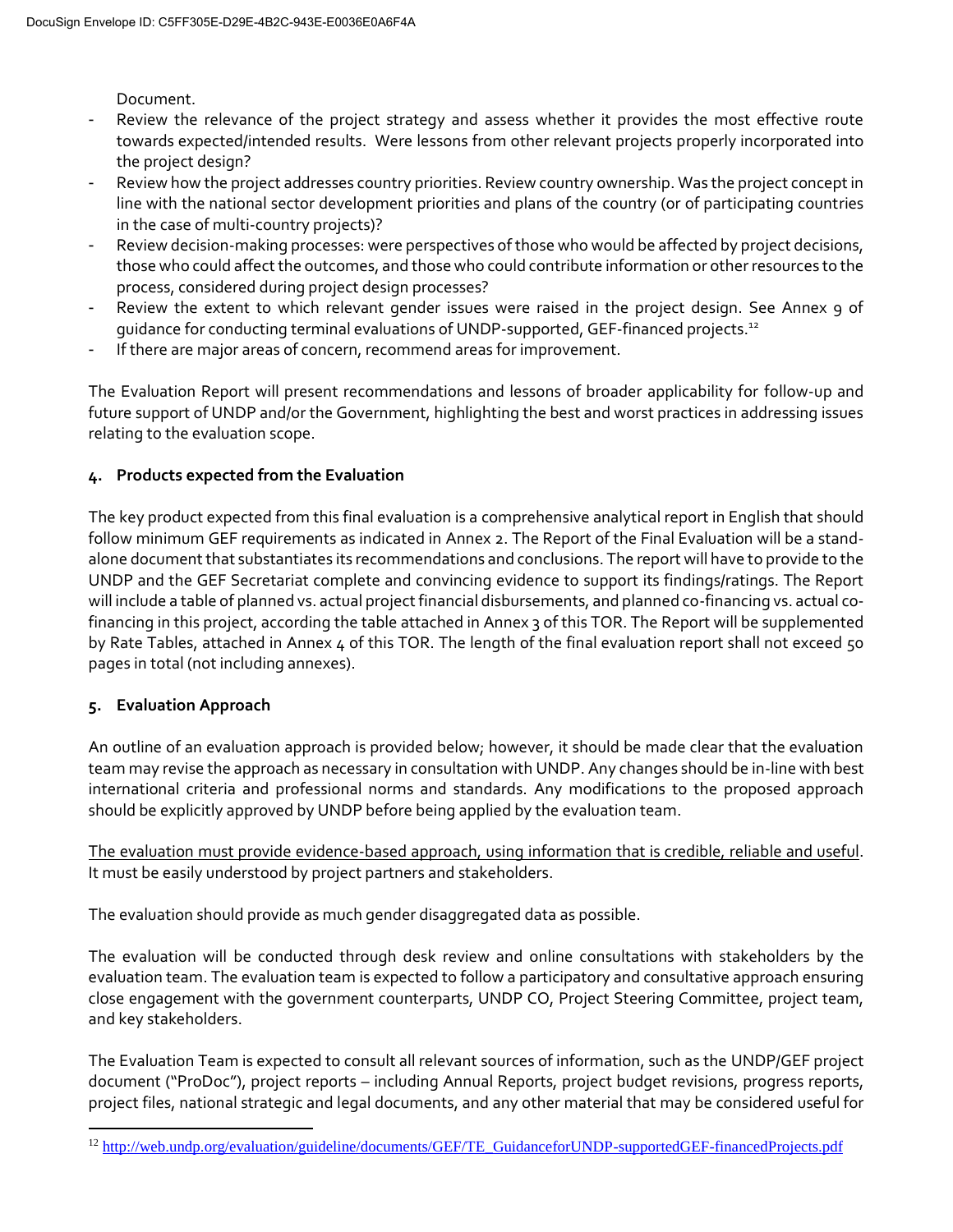Document.

- Review the relevance of the project strategy and assess whether it provides the most effective route towards expected/intended results. Were lessons from other relevant projects properly incorporated into the project design?
- Review how the project addresses country priorities. Review country ownership. Was the project concept in line with the national sector development priorities and plans of the country (or of participating countries in the case of multi-country projects)?
- Review decision-making processes: were perspectives of those who would be affected by project decisions, those who could affect the outcomes, and those who could contribute information or other resources to the process, considered during project design processes?
- Review the extent to which relevant gender issues were raised in the project design. See Annex 9 of guidance for conducting terminal evaluations of UNDP-supported, GEF-financed projects.[12]
- If there are major areas of concern, recommend areas for improvement.

The Evaluation Report will present recommendations and lessons of broader applicability for follow-up and future support of UNDP and/or the Government, highlighting the best and worst practices in addressing issues relating to the evaluation scope.

## 4. Products expected from the Evaluation

The key product expected from this final evaluation is a comprehensive analytical report in English that should follow minimum GEF requirements as indicated in Annex 2. The Report of the Final Evaluation will be a stand-alone document that substantiates its recommendations and conclusions. The report will have to provide to the UNDP and the GEF Secretariat complete and convincing evidence to support its findings/ratings. The Report will include a table of planned vs. actual project financial disbursements, and planned co-financing vs. actual co-financing in this project, according the table attached in Annex 3 of this TOR. The Report will be supplemented by Rate Tables, attached in Annex 4 of this TOR. The length of the final evaluation report shall not exceed 50 pages in total (not including annexes).

## 5. Evaluation Approach

An outline of an evaluation approach is provided below; however, it should be made clear that the evaluation team may revise the approach as necessary in consultation with UNDP. Any changes should be in-line with best international criteria and professional norms and standards. Any modifications to the proposed approach should be explicitly approved by UNDP before being applied by the evaluation team.

The evaluation must provide evidence-based approach, using information that is credible, reliable and useful. It must be easily understood by project partners and stakeholders.

The evaluation should provide as much gender disaggregated data as possible.

The evaluation will be conducted through desk review and online consultations with stakeholders by the evaluation team. The evaluation team is expected to follow a participatory and consultative approach ensuring close engagement with the government counterparts, UNDP CO, Project Steering Committee, project team, and key stakeholders.

The Evaluation Team is expected to consult all relevant sources of information, such as the UNDP/GEF project document ("ProDoc"), project reports – including Annual Reports, project budget revisions, progress reports, project files, national strategic and legal documents, and any other material that may be considered useful for

---

[12] http://web.undp.org/evaluation/guideline/documents/GEF/TE_GuidanceforUNDP-supportedGEF-financedProjects.pdf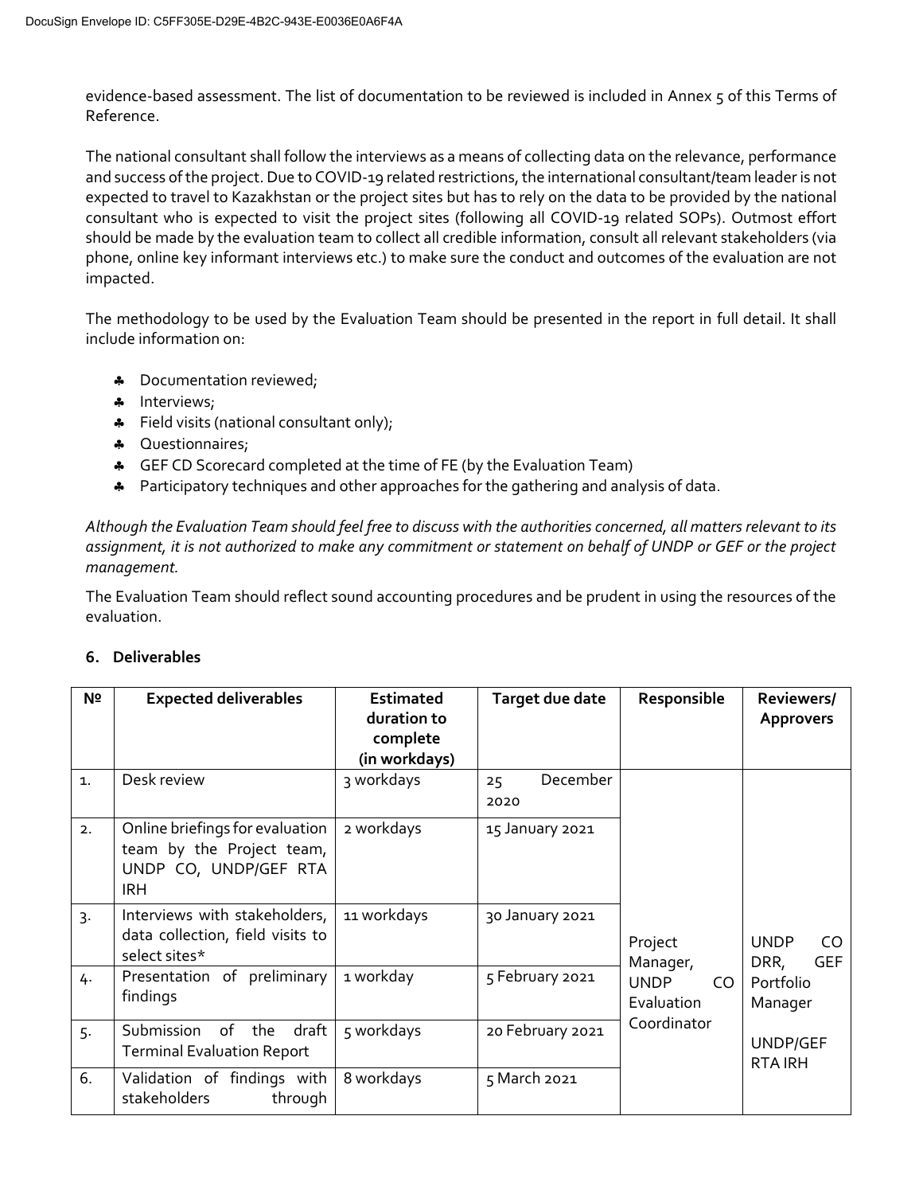evidence-based assessment. The list of documentation to be reviewed is included in Annex 5 of this Terms of Reference.

The national consultant shall follow the interviews as a means of collecting data on the relevance, performance and success of the project. Due to COVID-19 related restrictions, the international consultant/team leader is not expected to travel to Kazakhstan or the project sites but has to rely on the data to be provided by the national consultant who is expected to visit the project sites (following all COVID-19 related SOPs). Outmost effort should be made by the evaluation team to collect all credible information, consult all relevant stakeholders (via phone, online key informant interviews etc.) to make sure the conduct and outcomes of the evaluation are not impacted.

The methodology to be used by the Evaluation Team should be presented in the report in full detail. It shall include information on:

- Documentation reviewed;
- Interviews;
- Field visits (national consultant only);
- Questionnaires;
- GEF CD Scorecard completed at the time of FE (by the Evaluation Team)
- Participatory techniques and other approaches for the gathering and analysis of data.

*Although the Evaluation Team should feel free to discuss with the authorities concerned, all matters relevant to its assignment, it is not authorized to make any commitment or statement on behalf of UNDP or GEF or the project management.*

The Evaluation Team should reflect sound accounting procedures and be prudent in using the resources of the evaluation.

## 6. Deliverables

| № | Expected deliverables | Estimated duration to complete (in workdays) | Target due date | Responsible | Reviewers/ Approvers |
|---|---|---|---|---|---|
| 1. | Desk review | 3 workdays | 25 December 2020 | Project Manager, UNDP CO Evaluation Coordinator | UNDP CO DRR, GEF Portfolio Manager<br>UNDP/GEF RTA IRH |
| 2. | Online briefings for evaluation team by the Project team, UNDP CO, UNDP/GEF RTA IRH | 2 workdays | 15 January 2021 | | |
| 3. | Interviews with stakeholders, data collection, field visits to select sites* | 11 workdays | 30 January 2021 | | |
| 4. | Presentation of preliminary findings | 1 workday | 5 February 2021 | | |
| 5. | Submission of the draft Terminal Evaluation Report | 5 workdays | 20 February 2021 | | |
| 6. | Validation of findings with stakeholders through | 8 workdays | 5 March 2021 | | |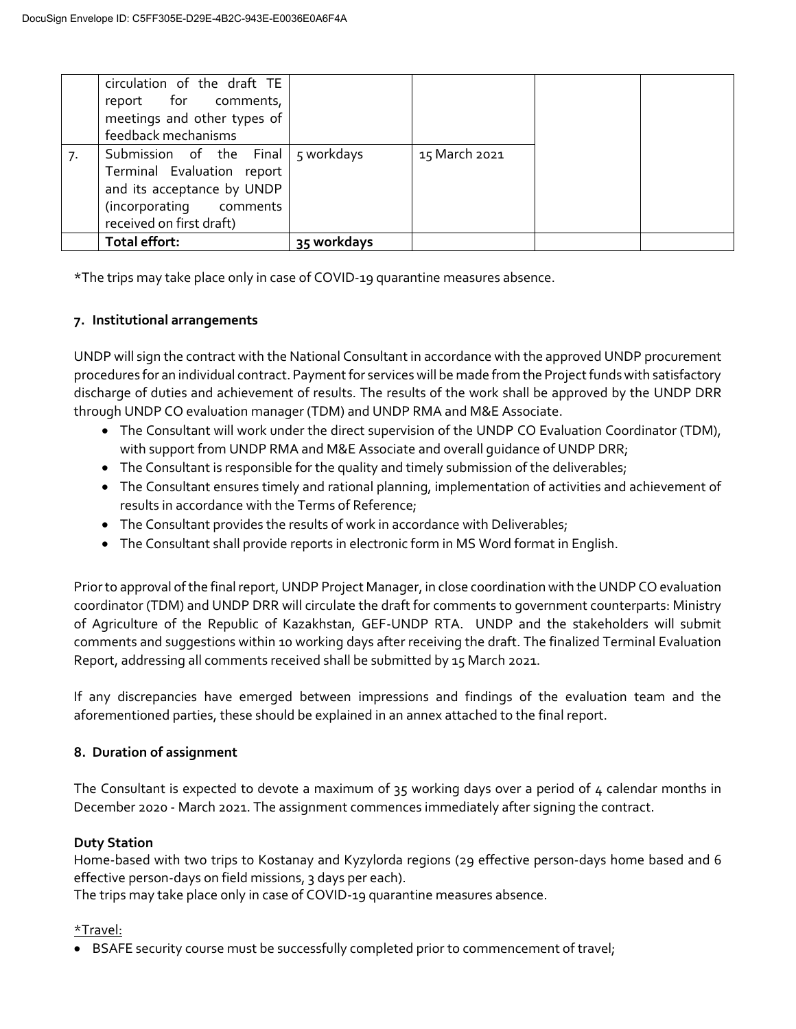|  |  |  |  |  |  |
|---|---|---|---|---|---|
|  | circulation of the draft TE report for comments, meetings and other types of feedback mechanisms |  |  |  |  |
| 7. | Submission of the Final Terminal Evaluation report and its acceptance by UNDP (incorporating comments received on first draft) | 5 workdays | 15 March 2021 |  |  |
|  | **Total effort:** | **35 workdays** |  |  |  |

*The trips may take place only in case of COVID-19 quarantine measures absence.

## 7. Institutional arrangements

UNDP will sign the contract with the National Consultant in accordance with the approved UNDP procurement procedures for an individual contract. Payment for services will be made from the Project funds with satisfactory discharge of duties and achievement of results. The results of the work shall be approved by the UNDP DRR through UNDP CO evaluation manager (TDM) and UNDP RMA and M&E Associate.

- The Consultant will work under the direct supervision of the UNDP CO Evaluation Coordinator (TDM), with support from UNDP RMA and M&E Associate and overall guidance of UNDP DRR;
- The Consultant is responsible for the quality and timely submission of the deliverables;
- The Consultant ensures timely and rational planning, implementation of activities and achievement of results in accordance with the Terms of Reference;
- The Consultant provides the results of work in accordance with Deliverables;
- The Consultant shall provide reports in electronic form in MS Word format in English.

Prior to approval of the final report, UNDP Project Manager, in close coordination with the UNDP CO evaluation coordinator (TDM) and UNDP DRR will circulate the draft for comments to government counterparts: Ministry of Agriculture of the Republic of Kazakhstan, GEF-UNDP RTA. UNDP and the stakeholders will submit comments and suggestions within 10 working days after receiving the draft. The finalized Terminal Evaluation Report, addressing all comments received shall be submitted by 15 March 2021.

If any discrepancies have emerged between impressions and findings of the evaluation team and the aforementioned parties, these should be explained in an annex attached to the final report.

## 8. Duration of assignment

The Consultant is expected to devote a maximum of 35 working days over a period of 4 calendar months in December 2020 - March 2021. The assignment commences immediately after signing the contract.

**Duty Station**

Home-based with two trips to Kostanay and Kyzylorda regions (29 effective person-days home based and 6 effective person-days on field missions, 3 days per each).

The trips may take place only in case of COVID-19 quarantine measures absence.

*Travel:

- BSAFE security course must be successfully completed prior to commencement of travel;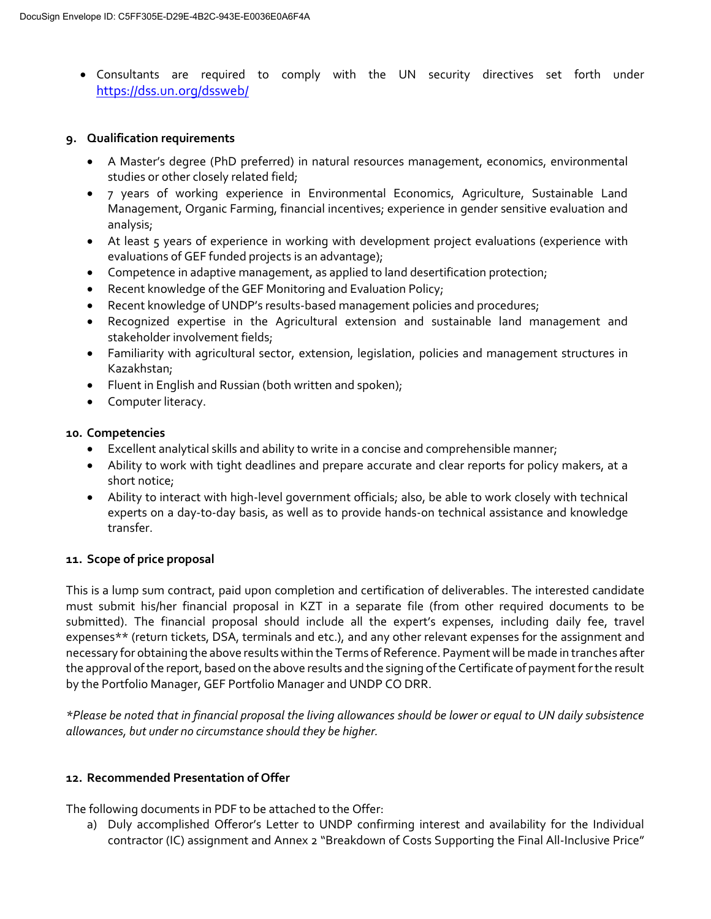- Consultants are required to comply with the UN security directives set forth under https://dss.un.org/dssweb/

## 9. Qualification requirements

- A Master's degree (PhD preferred) in natural resources management, economics, environmental studies or other closely related field;
- 7 years of working experience in Environmental Economics, Agriculture, Sustainable Land Management, Organic Farming, financial incentives; experience in gender sensitive evaluation and analysis;
- At least 5 years of experience in working with development project evaluations (experience with evaluations of GEF funded projects is an advantage);
- Competence in adaptive management, as applied to land desertification protection;
- Recent knowledge of the GEF Monitoring and Evaluation Policy;
- Recent knowledge of UNDP's results-based management policies and procedures;
- Recognized expertise in the Agricultural extension and sustainable land management and stakeholder involvement fields;
- Familiarity with agricultural sector, extension, legislation, policies and management structures in Kazakhstan;
- Fluent in English and Russian (both written and spoken);
- Computer literacy.

## 10. Competencies

- Excellent analytical skills and ability to write in a concise and comprehensible manner;
- Ability to work with tight deadlines and prepare accurate and clear reports for policy makers, at a short notice;
- Ability to interact with high-level government officials; also, be able to work closely with technical experts on a day-to-day basis, as well as to provide hands-on technical assistance and knowledge transfer.

## 11. Scope of price proposal

This is a lump sum contract, paid upon completion and certification of deliverables. The interested candidate must submit his/her financial proposal in KZT in a separate file (from other required documents to be submitted). The financial proposal should include all the expert's expenses, including daily fee, travel expenses** (return tickets, DSA, terminals and etc.), and any other relevant expenses for the assignment and necessary for obtaining the above results within the Terms of Reference. Payment will be made in tranches after the approval of the report, based on the above results and the signing of the Certificate of payment for the result by the Portfolio Manager, GEF Portfolio Manager and UNDP CO DRR.

*\*Please be noted that in financial proposal the living allowances should be lower or equal to UN daily subsistence allowances, but under no circumstance should they be higher.*

## 12. Recommended Presentation of Offer

The following documents in PDF to be attached to the Offer:

a) Duly accomplished Offeror's Letter to UNDP confirming interest and availability for the Individual contractor (IC) assignment and Annex 2 "Breakdown of Costs Supporting the Final All-Inclusive Price"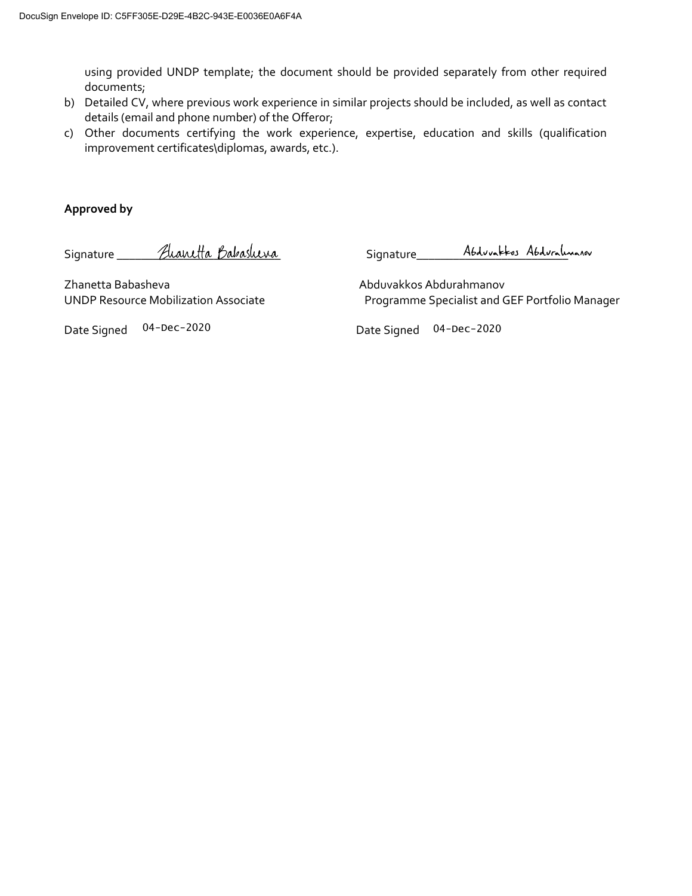using provided UNDP template; the document should be provided separately from other required documents;

b) Detailed CV, where previous work experience in similar projects should be included, as well as contact details (email and phone number) of the Offeror;

c) Other documents certifying the work experience, expertise, education and skills (qualification improvement certificates\diplomas, awards, etc.).

**Approved by**

Signature Zhanetta Babasheva

Zhanetta Babasheva
UNDP Resource Mobilization Associate

Date Signed 04-Dec-2020

Signature Abduvakkos Abdurahmanov

Abduvakkos Abdurahmanov
Programme Specialist and GEF Portfolio Manager

Date Signed 04-Dec-2020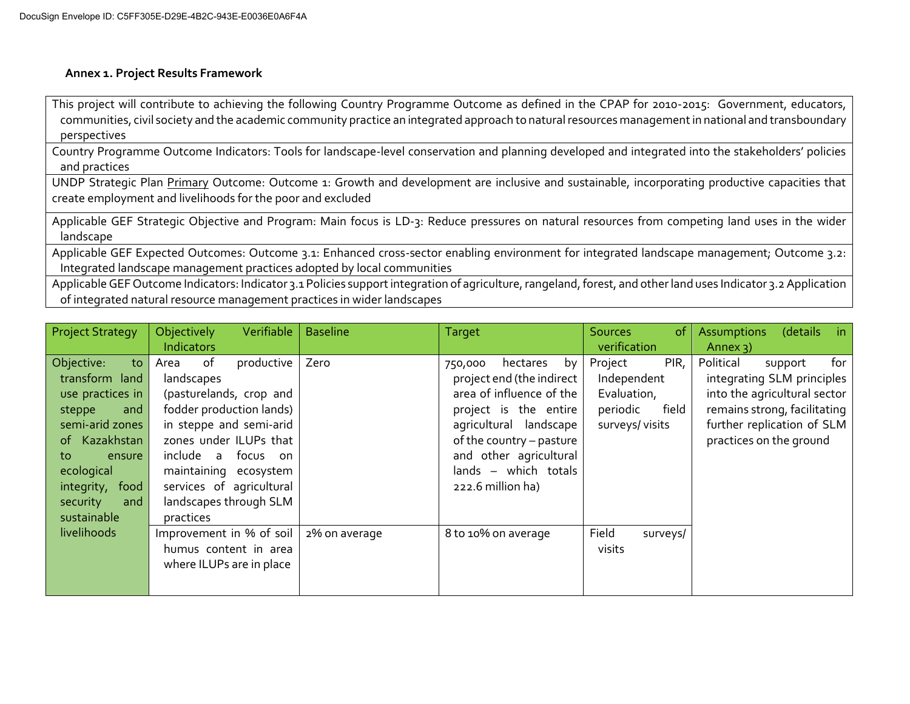### Annex 1. Project Results Framework

| This project will contribute to achieving the following Country Programme Outcome as defined in the CPAP for 2010-2015: Government, educators, communities, civil society and the academic community practice an integrated approach to natural resources management in national and transboundary perspectives |
|---|
| Country Programme Outcome Indicators: Tools for landscape-level conservation and planning developed and integrated into the stakeholders' policies and practices |
| UNDP Strategic Plan Primary Outcome: Outcome 1: Growth and development are inclusive and sustainable, incorporating productive capacities that create employment and livelihoods for the poor and excluded |
| Applicable GEF Strategic Objective and Program: Main focus is LD-3: Reduce pressures on natural resources from competing land uses in the wider landscape |
| Applicable GEF Expected Outcomes: Outcome 3.1: Enhanced cross-sector enabling environment for integrated landscape management; Outcome 3.2: Integrated landscape management practices adopted by local communities |
| Applicable GEF Outcome Indicators: Indicator 3.1 Policies support integration of agriculture, rangeland, forest, and other land uses Indicator 3.2 Application of integrated natural resource management practices in wider landscapes |

| Project Strategy | Objectively Verifiable Indicators | Baseline | Target | Sources of verification | Assumptions (details in Annex 3) |
|---|---|---|---|---|---|
| Objective: to transform land use practices in steppe and semi-arid zones of Kazakhstan to ensure ecological integrity, food security and sustainable livelihoods | Area of productive landscapes (pasturelands, crop and fodder production lands) in steppe and semi-arid zones under ILUPs that include a focus on maintaining ecosystem services of agricultural landscapes through SLM practices | Zero | 750,000 hectares by project end (the indirect area of influence of the project is the entire agricultural landscape of the country – pasture and other agricultural lands – which totals 222.6 million ha) | Project PIR, Independent Evaluation, periodic field surveys/ visits | Political support for integrating SLM principles into the agricultural sector remains strong, facilitating further replication of SLM practices on the ground |
| | Improvement in % of soil humus content in area where ILUPs are in place | 2% on average | 8 to 10% on average | Field surveys/ visits | |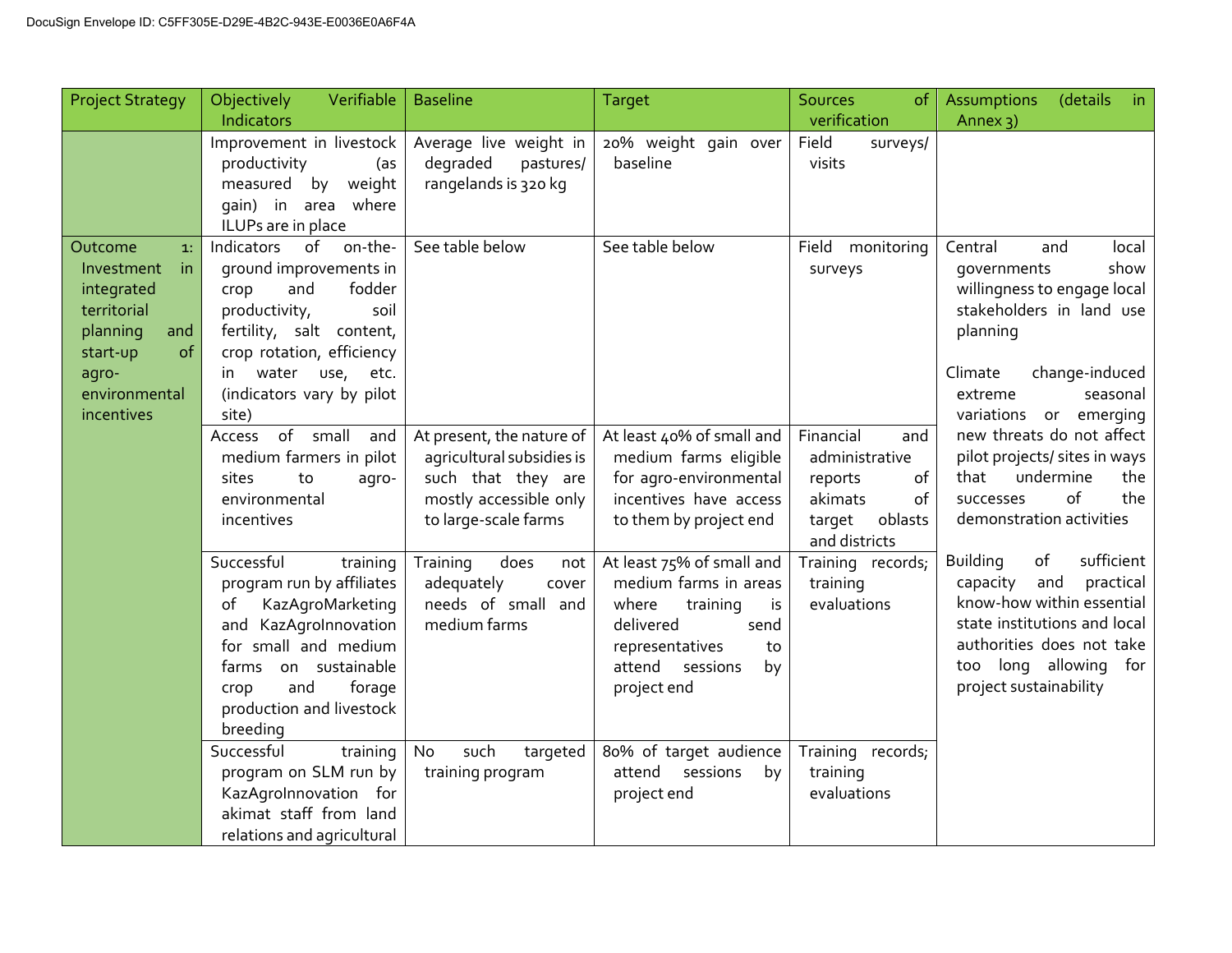| Project Strategy | Objectively Verifiable Indicators | Baseline | Target | Sources of verification | Assumptions (details in Annex 3) |
|---|---|---|---|---|---|
| | Improvement in livestock productivity (as measured by weight gain) in area where ILUPs are in place | Average live weight in degraded pastures/ rangelands is 320 kg | 20% weight gain over baseline | Field surveys/ visits | |
| Outcome 1: Investment in integrated territorial planning and start-up of agro-environmental incentives | Indicators of on-the-ground improvements in crop and fodder productivity, soil fertility, salt content, crop rotation, efficiency in water use, etc. (indicators vary by pilot site) | See table below | See table below | Field monitoring surveys | Central and local governments show willingness to engage local stakeholders in land use planning<br><br>Climate change-induced extreme seasonal variations or emerging new threats do not affect pilot projects/ sites in ways that undermine the successes of the demonstration activities<br><br>Building of sufficient capacity and practical know-how within essential state institutions and local authorities does not take too long allowing for project sustainability |
| | Access of small and medium farmers in pilot sites to agro-environmental incentives | At present, the nature of agricultural subsidies is such that they are mostly accessible only to large-scale farms | At least 40% of small and medium farms eligible for agro-environmental incentives have access to them by project end | Financial and administrative reports of akimats of target oblasts and districts | |
| | Successful training program run by affiliates of KazAgroMarketing and KazAgroInnovation for small and medium farms on sustainable crop and forage production and livestock breeding | Training does not adequately cover needs of small and medium farms | At least 75% of small and medium farms in areas where training is delivered send representatives to attend sessions by project end | Training records; training evaluations | |
| | Successful training program on SLM run by KazAgroInnovation for akimat staff from land relations and agricultural | No such targeted training program | 80% of target audience attend sessions by project end | Training records; training evaluations | |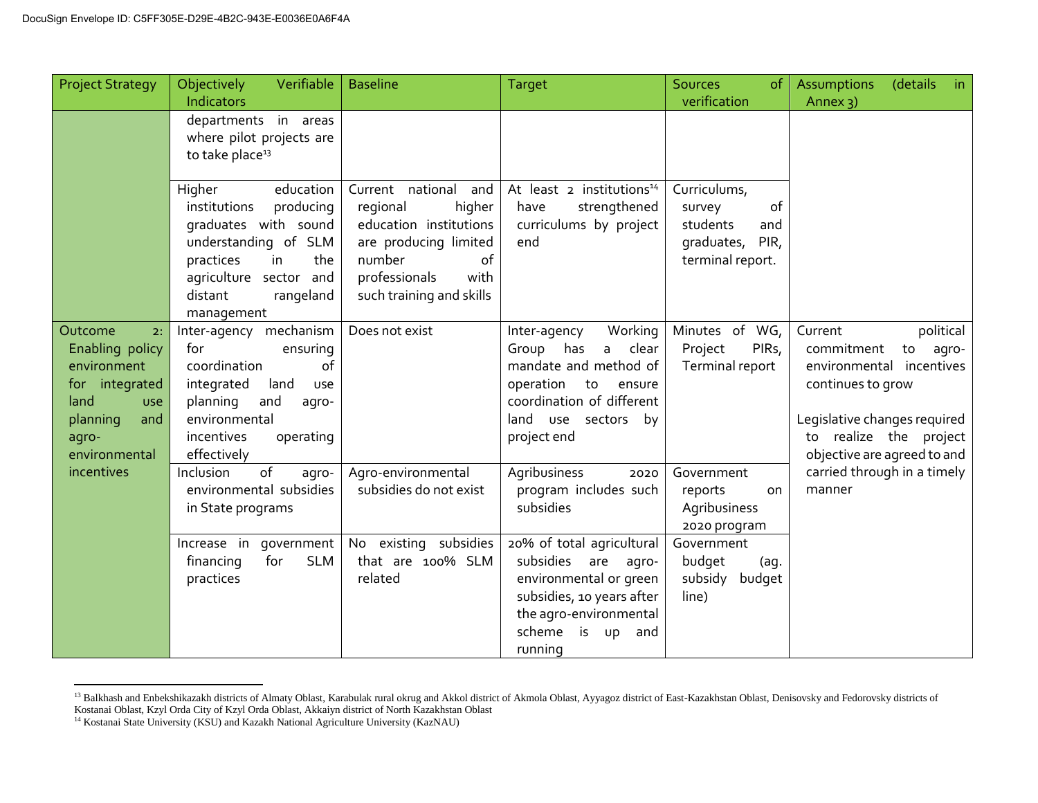| Project Strategy | Objectively Verifiable Indicators | Baseline | Target | Sources of verification | Assumptions (details in Annex 3) |
|---|---|---|---|---|---|
| | departments in areas where pilot projects are to take place[13] | | | | |
| | Higher education institutions producing graduates with sound understanding of SLM practices in the agriculture sector and distant rangeland management | Current national and regional higher education institutions are producing limited number of professionals with such training and skills | At least 2 institutions[14] have strengthened curriculums by project end | Curriculums, survey of students and graduates, PIR, terminal report. | |
| Outcome 2: Enabling policy environment for integrated land use planning and agro-environmental incentives | Inter-agency mechanism for ensuring coordination of integrated land use planning and agro-environmental incentives operating effectively | Does not exist | Inter-agency Working Group has a clear mandate and method of operation to ensure coordination of different land use sectors by project end | Minutes of WG, Project PIRs, Terminal report | Current political commitment to agro-environmental incentives continues to grow<br><br>Legislative changes required to realize the project objective are agreed to and carried through in a timely manner |
| | Inclusion of agro-environmental subsidies in State programs | Agro-environmental subsidies do not exist | Agribusiness 2020 program includes such subsidies | Government reports on Agribusiness 2020 program | |
| | Increase in government financing for SLM practices | No existing subsidies that are 100% SLM related | 20% of total agricultural subsidies are agro-environmental or green subsidies, 10 years after the agro-environmental scheme is up and running | Government budget (ag. subsidy budget line) | |

[13] Balkhash and Enbekshikazakh districts of Almaty Oblast, Karabulak rural okrug and Akkol district of Akmola Oblast, Ayyagoz district of East-Kazakhstan Oblast, Denisovsky and Fedorovsky districts of Kostanai Oblast, Kzyl Orda City of Kzyl Orda Oblast, Akkaiyn district of North Kazakhstan Oblast

[14] Kostanai State University (KSU) and Kazakh National Agriculture University (KazNAU)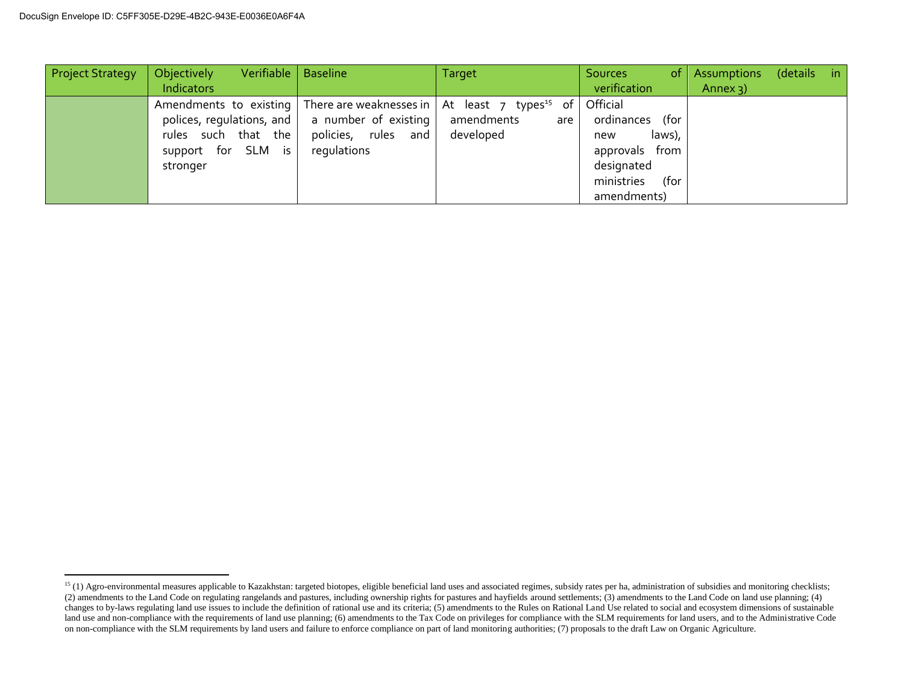| Project Strategy | Objectively Verifiable Indicators | Baseline | Target | Sources of verification | Assumptions (details in Annex 3) |
|---|---|---|---|---|---|
| | Amendments to existing polices, regulations, and rules such that the support for SLM is stronger | There are weaknesses in a number of existing policies, rules and regulations | At least 7 types[15] of amendments are developed | Official ordinances (for new laws), approvals from designated ministries (for amendments) | |

[15] (1) Agro-environmental measures applicable to Kazakhstan: targeted biotopes, eligible beneficial land uses and associated regimes, subsidy rates per ha, administration of subsidies and monitoring checklists; (2) amendments to the Land Code on regulating rangelands and pastures, including ownership rights for pastures and hayfields around settlements; (3) amendments to the Land Code on land use planning; (4) changes to by-laws regulating land use issues to include the definition of rational use and its criteria; (5) amendments to the Rules on Rational Land Use related to social and ecosystem dimensions of sustainable land use and non-compliance with the requirements of land use planning; (6) amendments to the Tax Code on privileges for compliance with the SLM requirements for land users, and to the Administrative Code on non-compliance with the SLM requirements by land users and failure to enforce compliance on part of land monitoring authorities; (7) proposals to the draft Law on Organic Agriculture.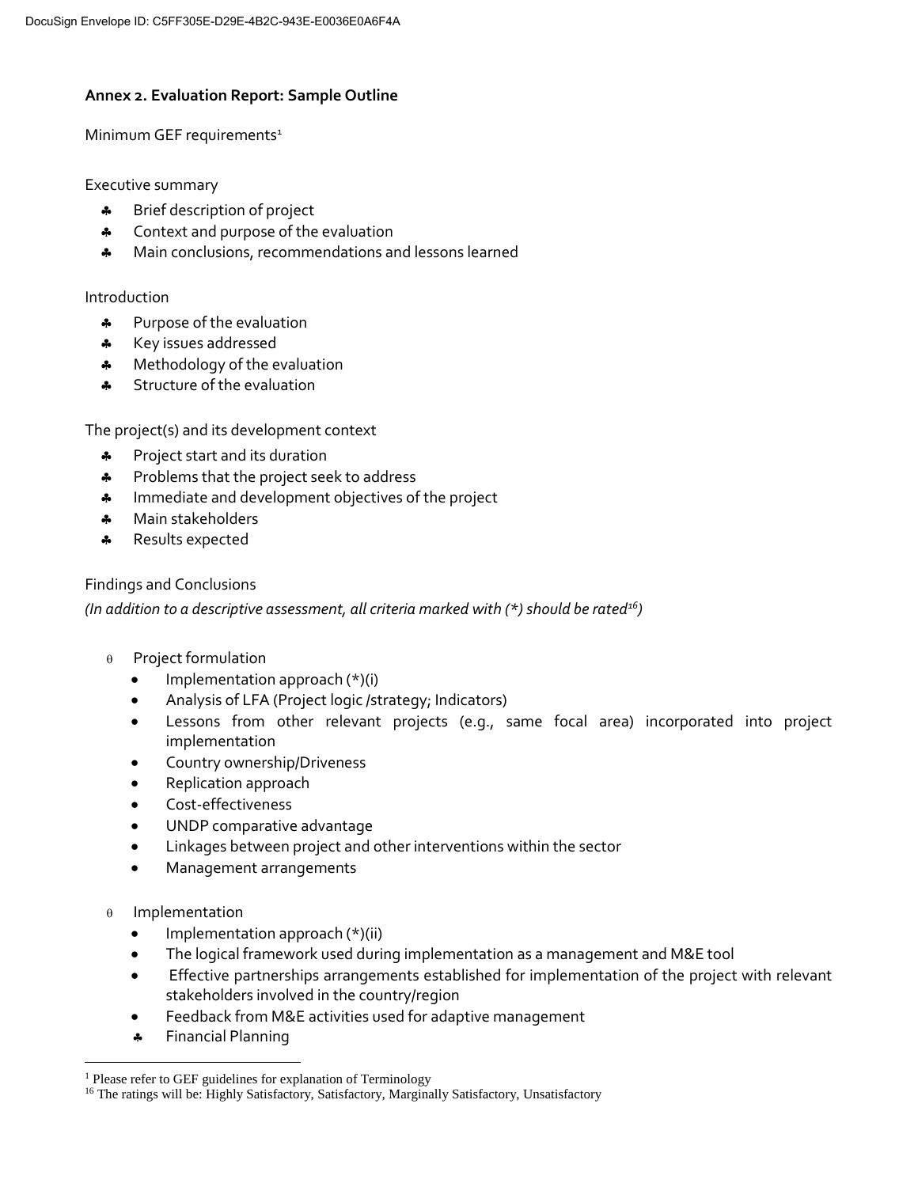## Annex 2. Evaluation Report: Sample Outline

Minimum GEF requirements[1]

Executive summary

- Brief description of project
- Context and purpose of the evaluation
- Main conclusions, recommendations and lessons learned

Introduction

- Purpose of the evaluation
- Key issues addressed
- Methodology of the evaluation
- Structure of the evaluation

The project(s) and its development context

- Project start and its duration
- Problems that the project seek to address
- Immediate and development objectives of the project
- Main stakeholders
- Results expected

Findings and Conclusions

*(In addition to a descriptive assessment, all criteria marked with (*) should be rated[16])*

- Project formulation
  - Implementation approach (*)(i)
  - Analysis of LFA (Project logic /strategy; Indicators)
  - Lessons from other relevant projects (e.g., same focal area) incorporated into project implementation
  - Country ownership/Driveness
  - Replication approach
  - Cost-effectiveness
  - UNDP comparative advantage
  - Linkages between project and other interventions within the sector
  - Management arrangements

- Implementation
  - Implementation approach (*)(ii)
  - The logical framework used during implementation as a management and M&E tool
  - Effective partnerships arrangements established for implementation of the project with relevant stakeholders involved in the country/region
  - Feedback from M&E activities used for adaptive management
  - Financial Planning

---

[1] Please refer to GEF guidelines for explanation of Terminology

[16] The ratings will be: Highly Satisfactory, Satisfactory, Marginally Satisfactory, Unsatisfactory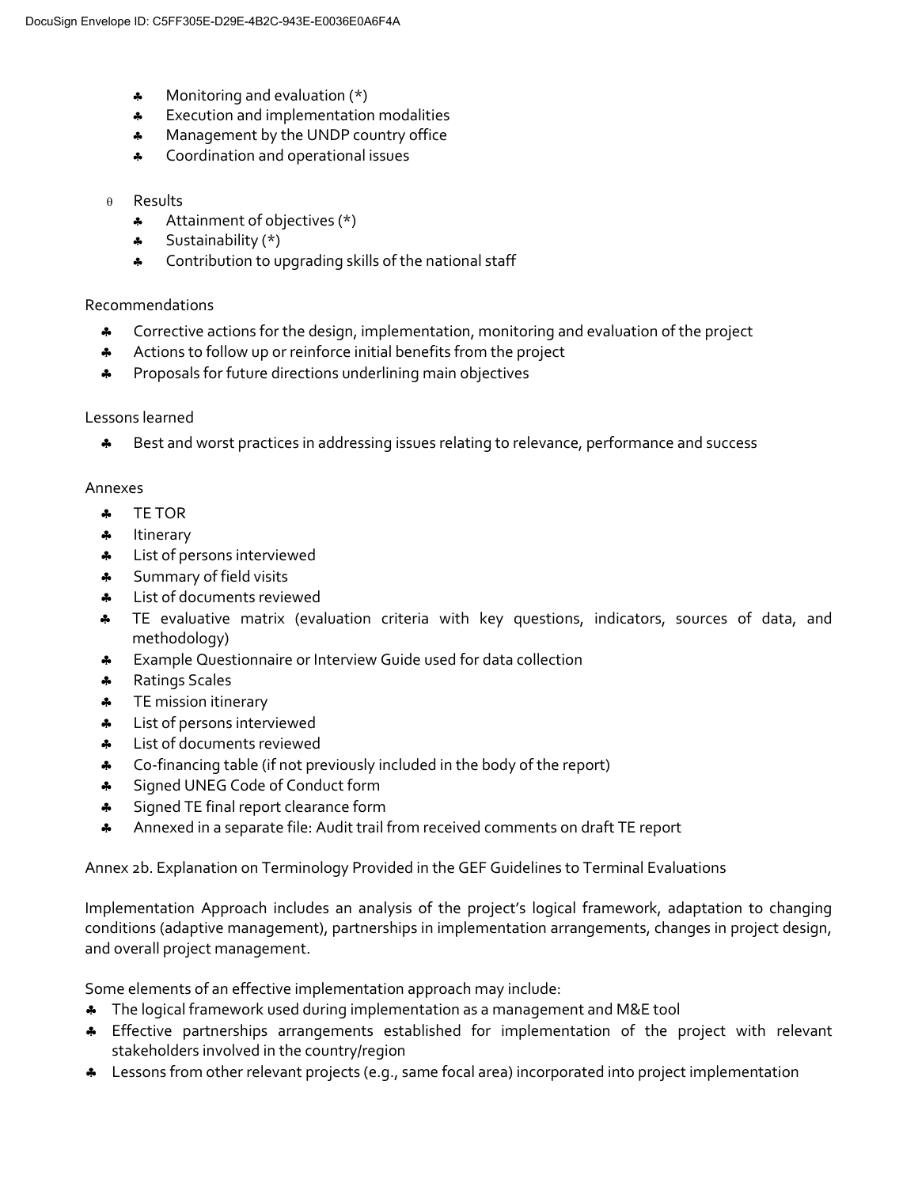- Monitoring and evaluation (*)
- Execution and implementation modalities
- Management by the UNDP country office
- Coordination and operational issues

- Results
  - Attainment of objectives (*)
  - Sustainability (*)
  - Contribution to upgrading skills of the national staff

Recommendations

- Corrective actions for the design, implementation, monitoring and evaluation of the project
- Actions to follow up or reinforce initial benefits from the project
- Proposals for future directions underlining main objectives

Lessons learned

- Best and worst practices in addressing issues relating to relevance, performance and success

Annexes

- TE TOR
- Itinerary
- List of persons interviewed
- Summary of field visits
- List of documents reviewed
- TE evaluative matrix (evaluation criteria with key questions, indicators, sources of data, and methodology)
- Example Questionnaire or Interview Guide used for data collection
- Ratings Scales
- TE mission itinerary
- List of persons interviewed
- List of documents reviewed
- Co-financing table (if not previously included in the body of the report)
- Signed UNEG Code of Conduct form
- Signed TE final report clearance form
- Annexed in a separate file: Audit trail from received comments on draft TE report

Annex 2b. Explanation on Terminology Provided in the GEF Guidelines to Terminal Evaluations

Implementation Approach includes an analysis of the project's logical framework, adaptation to changing conditions (adaptive management), partnerships in implementation arrangements, changes in project design, and overall project management.

Some elements of an effective implementation approach may include:

- The logical framework used during implementation as a management and M&E tool
- Effective partnerships arrangements established for implementation of the project with relevant stakeholders involved in the country/region
- Lessons from other relevant projects (e.g., same focal area) incorporated into project implementation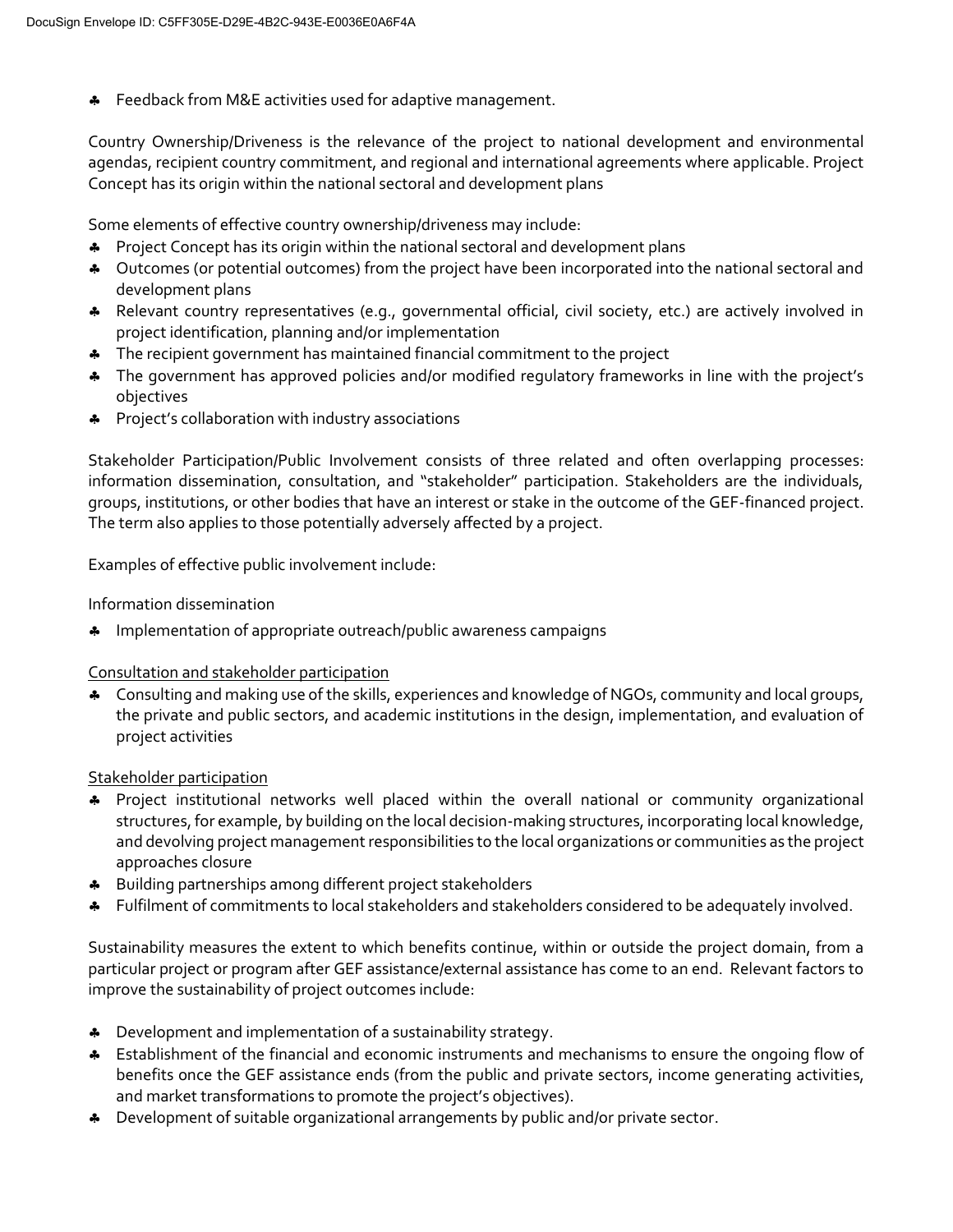- Feedback from M&E activities used for adaptive management.

Country Ownership/Driveness is the relevance of the project to national development and environmental agendas, recipient country commitment, and regional and international agreements where applicable. Project Concept has its origin within the national sectoral and development plans

Some elements of effective country ownership/driveness may include:

- Project Concept has its origin within the national sectoral and development plans
- Outcomes (or potential outcomes) from the project have been incorporated into the national sectoral and development plans
- Relevant country representatives (e.g., governmental official, civil society, etc.) are actively involved in project identification, planning and/or implementation
- The recipient government has maintained financial commitment to the project
- The government has approved policies and/or modified regulatory frameworks in line with the project's objectives
- Project's collaboration with industry associations

Stakeholder Participation/Public Involvement consists of three related and often overlapping processes: information dissemination, consultation, and "stakeholder" participation. Stakeholders are the individuals, groups, institutions, or other bodies that have an interest or stake in the outcome of the GEF-financed project. The term also applies to those potentially adversely affected by a project.

Examples of effective public involvement include:

Information dissemination

- Implementation of appropriate outreach/public awareness campaigns

<u>Consultation and stakeholder participation</u>

- Consulting and making use of the skills, experiences and knowledge of NGOs, community and local groups, the private and public sectors, and academic institutions in the design, implementation, and evaluation of project activities

<u>Stakeholder participation</u>

- Project institutional networks well placed within the overall national or community organizational structures, for example, by building on the local decision-making structures, incorporating local knowledge, and devolving project management responsibilities to the local organizations or communities as the project approaches closure
- Building partnerships among different project stakeholders
- Fulfilment of commitments to local stakeholders and stakeholders considered to be adequately involved.

Sustainability measures the extent to which benefits continue, within or outside the project domain, from a particular project or program after GEF assistance/external assistance has come to an end. Relevant factors to improve the sustainability of project outcomes include:

- Development and implementation of a sustainability strategy.
- Establishment of the financial and economic instruments and mechanisms to ensure the ongoing flow of benefits once the GEF assistance ends (from the public and private sectors, income generating activities, and market transformations to promote the project's objectives).
- Development of suitable organizational arrangements by public and/or private sector.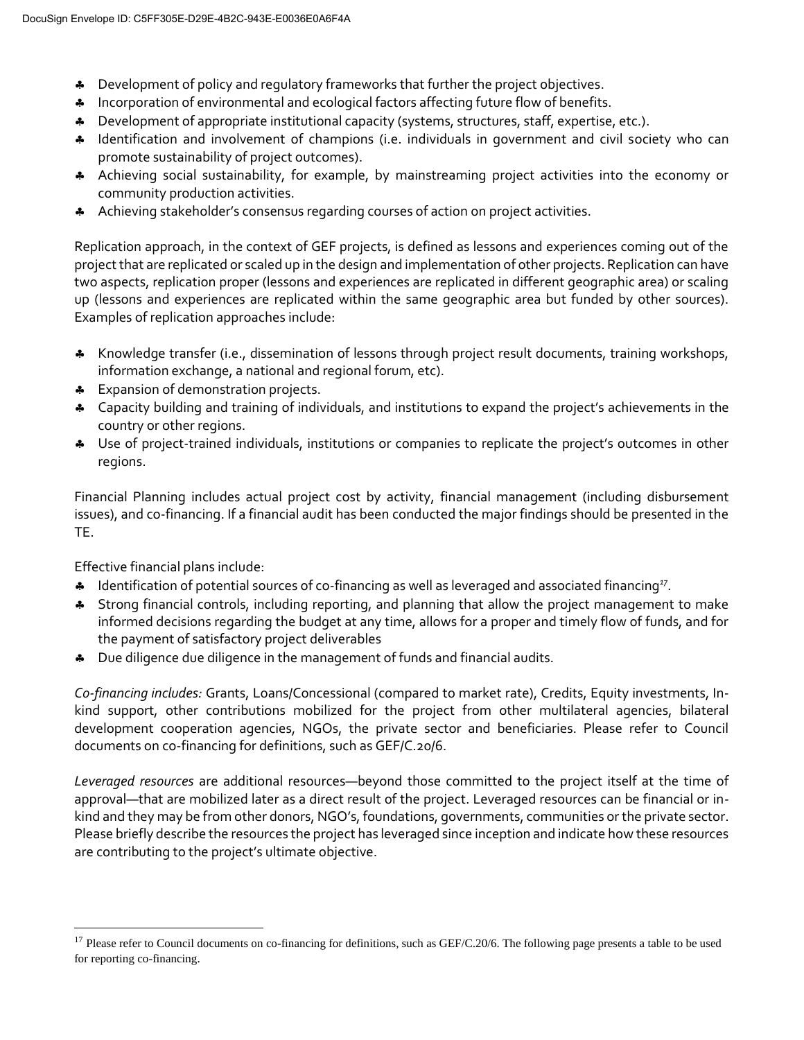- Development of policy and regulatory frameworks that further the project objectives.
- Incorporation of environmental and ecological factors affecting future flow of benefits.
- Development of appropriate institutional capacity (systems, structures, staff, expertise, etc.).
- Identification and involvement of champions (i.e. individuals in government and civil society who can promote sustainability of project outcomes).
- Achieving social sustainability, for example, by mainstreaming project activities into the economy or community production activities.
- Achieving stakeholder's consensus regarding courses of action on project activities.

Replication approach, in the context of GEF projects, is defined as lessons and experiences coming out of the project that are replicated or scaled up in the design and implementation of other projects. Replication can have two aspects, replication proper (lessons and experiences are replicated in different geographic area) or scaling up (lessons and experiences are replicated within the same geographic area but funded by other sources). Examples of replication approaches include:

- Knowledge transfer (i.e., dissemination of lessons through project result documents, training workshops, information exchange, a national and regional forum, etc).
- Expansion of demonstration projects.
- Capacity building and training of individuals, and institutions to expand the project's achievements in the country or other regions.
- Use of project-trained individuals, institutions or companies to replicate the project's outcomes in other regions.

Financial Planning includes actual project cost by activity, financial management (including disbursement issues), and co-financing. If a financial audit has been conducted the major findings should be presented in the TE.

Effective financial plans include:

- Identification of potential sources of co-financing as well as leveraged and associated financing[17].
- Strong financial controls, including reporting, and planning that allow the project management to make informed decisions regarding the budget at any time, allows for a proper and timely flow of funds, and for the payment of satisfactory project deliverables
- Due diligence due diligence in the management of funds and financial audits.

*Co-financing includes:* Grants, Loans/Concessional (compared to market rate), Credits, Equity investments, In-kind support, other contributions mobilized for the project from other multilateral agencies, bilateral development cooperation agencies, NGOs, the private sector and beneficiaries. Please refer to Council documents on co-financing for definitions, such as GEF/C.20/6.

*Leveraged resources* are additional resources—beyond those committed to the project itself at the time of approval—that are mobilized later as a direct result of the project. Leveraged resources can be financial or in-kind and they may be from other donors, NGO's, foundations, governments, communities or the private sector. Please briefly describe the resources the project has leveraged since inception and indicate how these resources are contributing to the project's ultimate objective.

[17] Please refer to Council documents on co-financing for definitions, such as GEF/C.20/6. The following page presents a table to be used for reporting co-financing.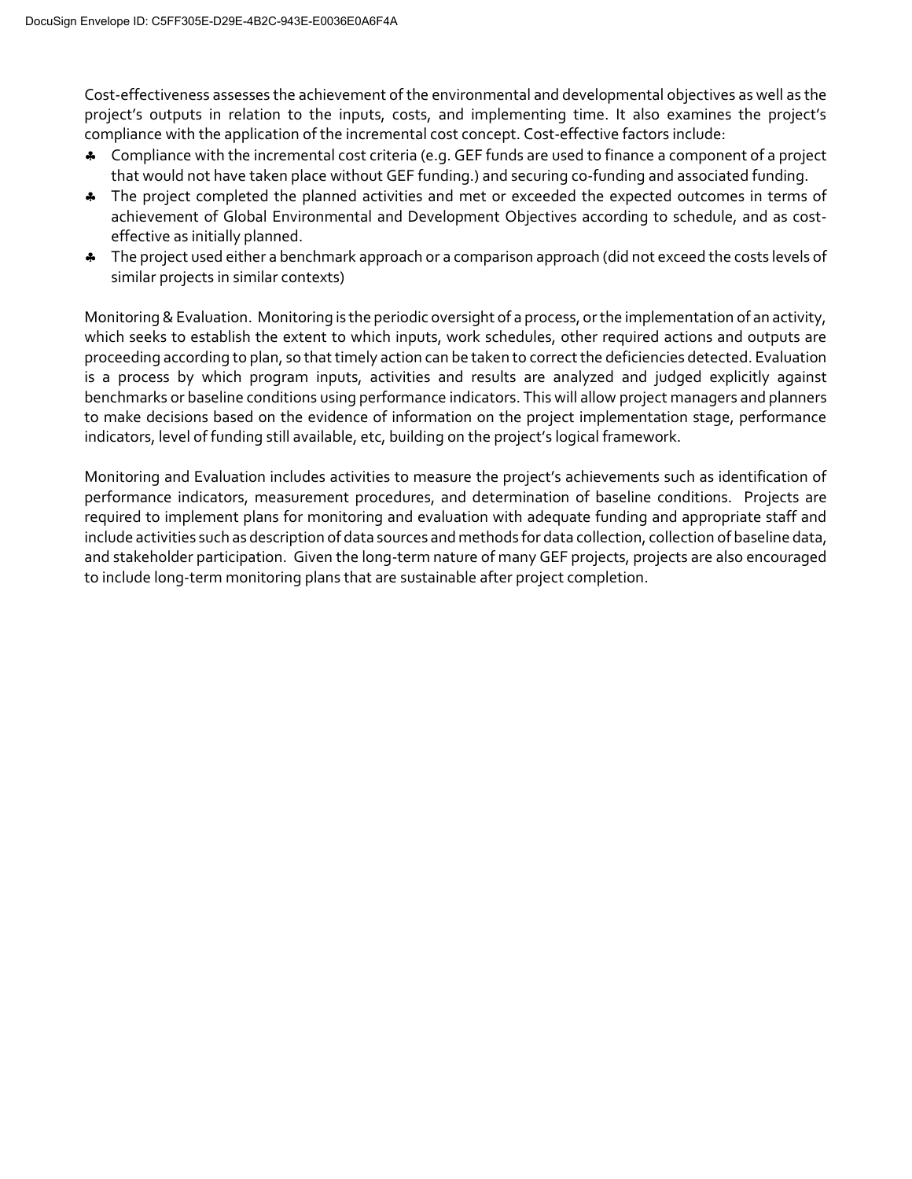Cost-effectiveness assesses the achievement of the environmental and developmental objectives as well as the project's outputs in relation to the inputs, costs, and implementing time. It also examines the project's compliance with the application of the incremental cost concept. Cost-effective factors include:

- Compliance with the incremental cost criteria (e.g. GEF funds are used to finance a component of a project that would not have taken place without GEF funding.) and securing co-funding and associated funding.
- The project completed the planned activities and met or exceeded the expected outcomes in terms of achievement of Global Environmental and Development Objectives according to schedule, and as cost-effective as initially planned.
- The project used either a benchmark approach or a comparison approach (did not exceed the costs levels of similar projects in similar contexts)

Monitoring & Evaluation. Monitoring is the periodic oversight of a process, or the implementation of an activity, which seeks to establish the extent to which inputs, work schedules, other required actions and outputs are proceeding according to plan, so that timely action can be taken to correct the deficiencies detected. Evaluation is a process by which program inputs, activities and results are analyzed and judged explicitly against benchmarks or baseline conditions using performance indicators. This will allow project managers and planners to make decisions based on the evidence of information on the project implementation stage, performance indicators, level of funding still available, etc, building on the project's logical framework.

Monitoring and Evaluation includes activities to measure the project's achievements such as identification of performance indicators, measurement procedures, and determination of baseline conditions. Projects are required to implement plans for monitoring and evaluation with adequate funding and appropriate staff and include activities such as description of data sources and methods for data collection, collection of baseline data, and stakeholder participation. Given the long-term nature of many GEF projects, projects are also encouraged to include long-term monitoring plans that are sustainable after project completion.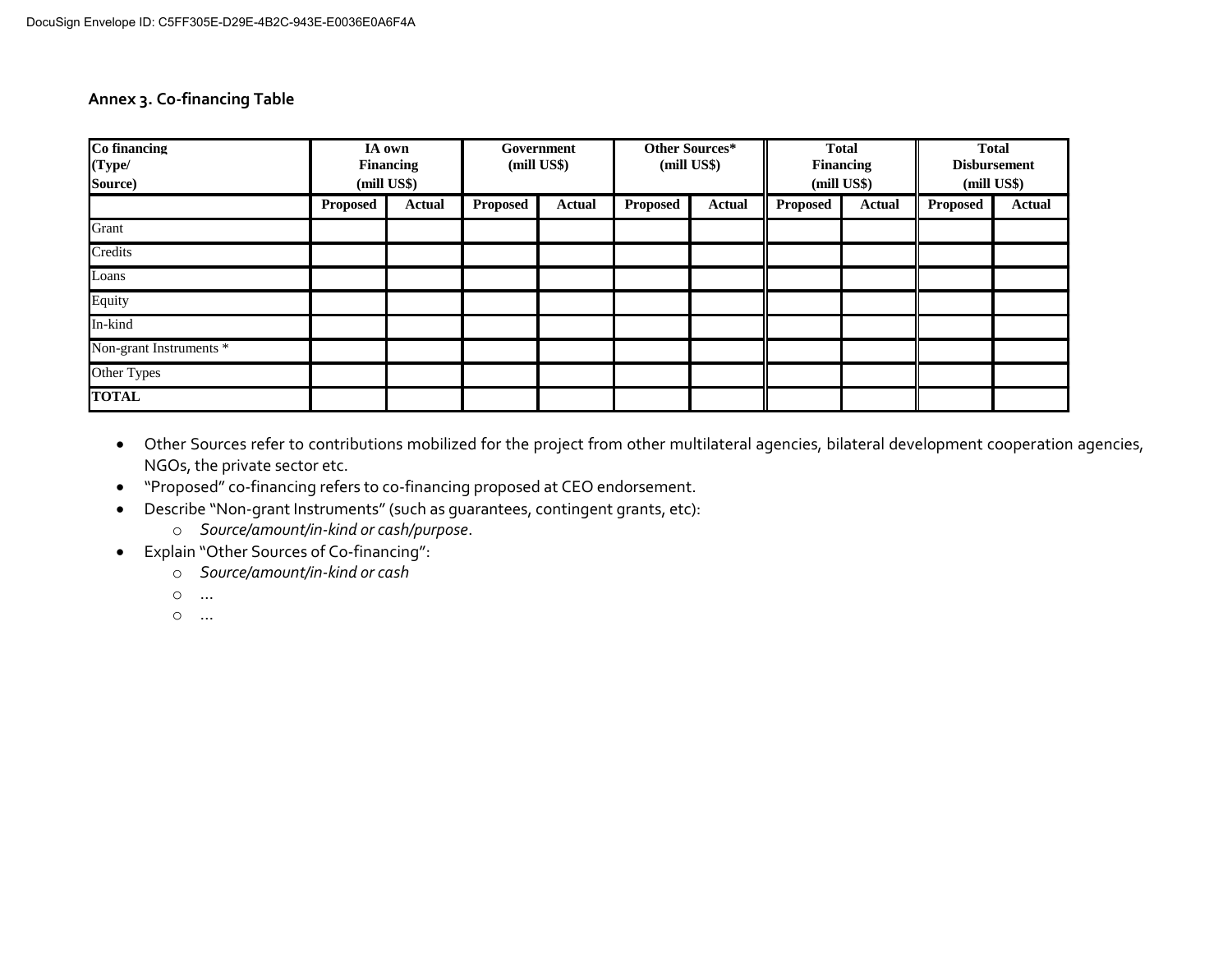**Annex 3. Co-financing Table**

| Co financing (Type/ Source) | IA own Financing (mill US$) | | Government (mill US$) | | Other Sources* (mill US$) | | Total Financing (mill US$) | | Total Disbursement (mill US$) | |
|---|---|---|---|---|---|---|---|---|---|---|
| | Proposed | Actual | Proposed | Actual | Proposed | Actual | Proposed | Actual | Proposed | Actual |
| Grant | | | | | | | | | | |
| Credits | | | | | | | | | | |
| Loans | | | | | | | | | | |
| Equity | | | | | | | | | | |
| In-kind | | | | | | | | | | |
| Non-grant Instruments * | | | | | | | | | | |
| Other Types | | | | | | | | | | |
| **TOTAL** | | | | | | | | | | |

- Other Sources refer to contributions mobilized for the project from other multilateral agencies, bilateral development cooperation agencies, NGOs, the private sector etc.
- "Proposed" co-financing refers to co-financing proposed at CEO endorsement.
- Describe "Non-grant Instruments" (such as guarantees, contingent grants, etc):
  - *Source/amount/in-kind or cash/purpose*.
- Explain "Other Sources of Co-financing":
  - *Source/amount/in-kind or cash*
  - …
  - …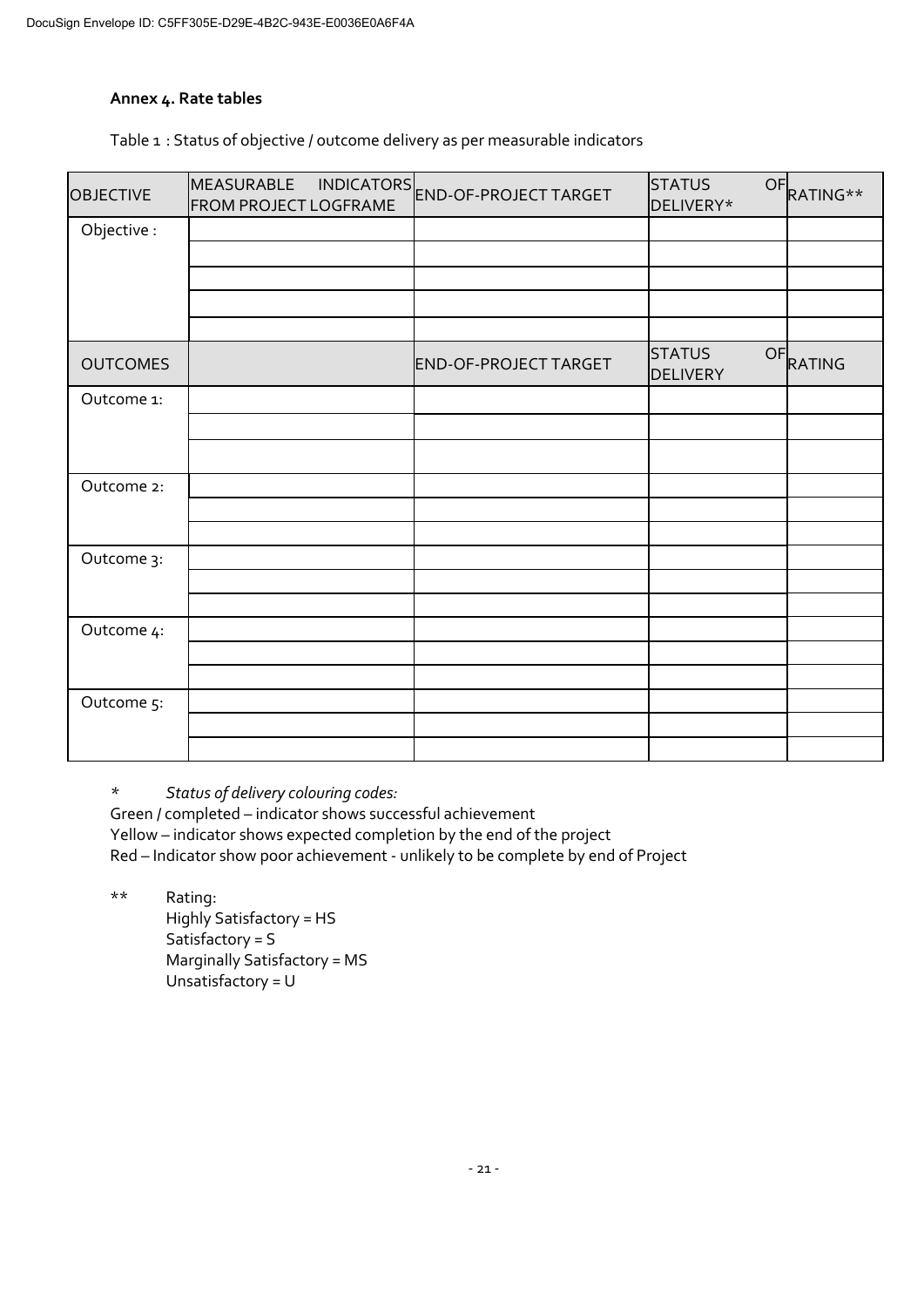**Annex 4. Rate tables**

Table 1 : Status of objective / outcome delivery as per measurable indicators

| OBJECTIVE | MEASURABLE INDICATORS FROM PROJECT LOGFRAME | END-OF-PROJECT TARGET | STATUS OF DELIVERY* | RATING** |
|---|---|---|---|---|
| Objective : | | | | |
| | | | | |
| | | | | |
| | | | | |
| | | | | |
| OUTCOMES | | END-OF-PROJECT TARGET | STATUS OF DELIVERY | RATING |
| Outcome 1: | | | | |
| | | | | |
| | | | | |
| Outcome 2: | | | | |
| | | | | |
| | | | | |
| Outcome 3: | | | | |
| | | | | |
| | | | | |
| Outcome 4: | | | | |
| | | | | |
| | | | | |
| Outcome 5: | | | | |
| | | | | |
| | | | | |

\* *Status of delivery colouring codes:*

Green / completed – indicator shows successful achievement
Yellow – indicator shows expected completion by the end of the project
Red – Indicator show poor achievement - unlikely to be complete by end of Project

\*\* Rating:
Highly Satisfactory = HS
Satisfactory = S
Marginally Satisfactory = MS
Unsatisfactory = U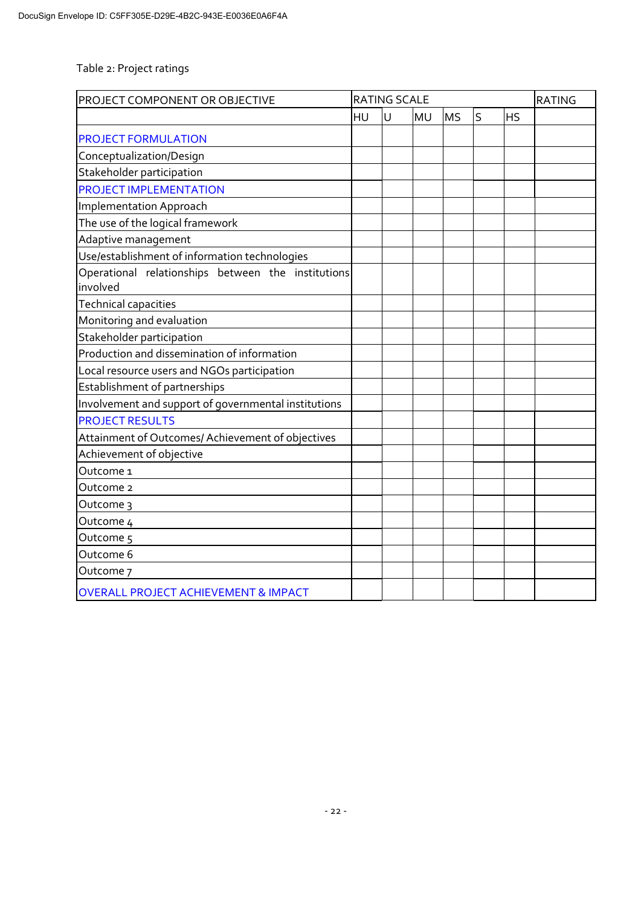Table 2: Project ratings

| PROJECT COMPONENT OR OBJECTIVE | RATING SCALE | | | | | | RATING |
|---|---|---|---|---|---|---|---|
| | HU | U | MU | MS | S | HS | |
| PROJECT FORMULATION | | | | | | | |
| Conceptualization/Design | | | | | | | |
| Stakeholder participation | | | | | | | |
| PROJECT IMPLEMENTATION | | | | | | | |
| Implementation Approach | | | | | | | |
| The use of the logical framework | | | | | | | |
| Adaptive management | | | | | | | |
| Use/establishment of information technologies | | | | | | | |
| Operational relationships between the institutions involved | | | | | | | |
| Technical capacities | | | | | | | |
| Monitoring and evaluation | | | | | | | |
| Stakeholder participation | | | | | | | |
| Production and dissemination of information | | | | | | | |
| Local resource users and NGOs participation | | | | | | | |
| Establishment of partnerships | | | | | | | |
| Involvement and support of governmental institutions | | | | | | | |
| PROJECT RESULTS | | | | | | | |
| Attainment of Outcomes/ Achievement of objectives | | | | | | | |
| Achievement of objective | | | | | | | |
| Outcome 1 | | | | | | | |
| Outcome 2 | | | | | | | |
| Outcome 3 | | | | | | | |
| Outcome 4 | | | | | | | |
| Outcome 5 | | | | | | | |
| Outcome 6 | | | | | | | |
| Outcome 7 | | | | | | | |
| OVERALL PROJECT ACHIEVEMENT & IMPACT | | | | | | | |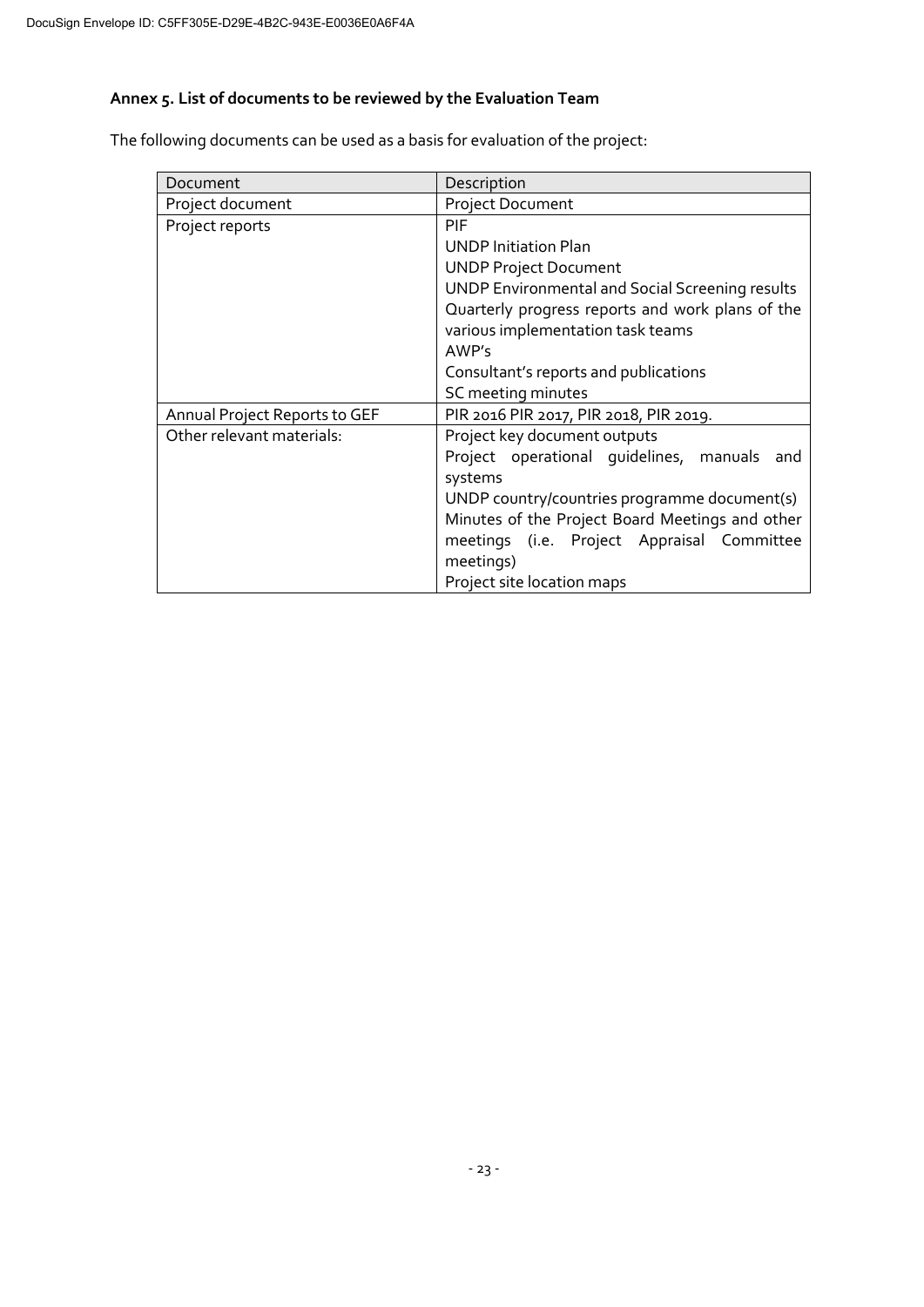**Annex 5. List of documents to be reviewed by the Evaluation Team**

The following documents can be used as a basis for evaluation of the project:

| Document | Description |
| --- | --- |
| Project document | Project Document |
| Project reports | PIF<br>UNDP Initiation Plan<br>UNDP Project Document<br>UNDP Environmental and Social Screening results<br>Quarterly progress reports and work plans of the various implementation task teams<br>AWP's<br>Consultant's reports and publications<br>SC meeting minutes |
| Annual Project Reports to GEF | PIR 2016 PIR 2017, PIR 2018, PIR 2019. |
| Other relevant materials: | Project key document outputs<br>Project operational guidelines, manuals and systems<br>UNDP country/countries programme document(s)<br>Minutes of the Project Board Meetings and other meetings (i.e. Project Appraisal Committee meetings)<br>Project site location maps |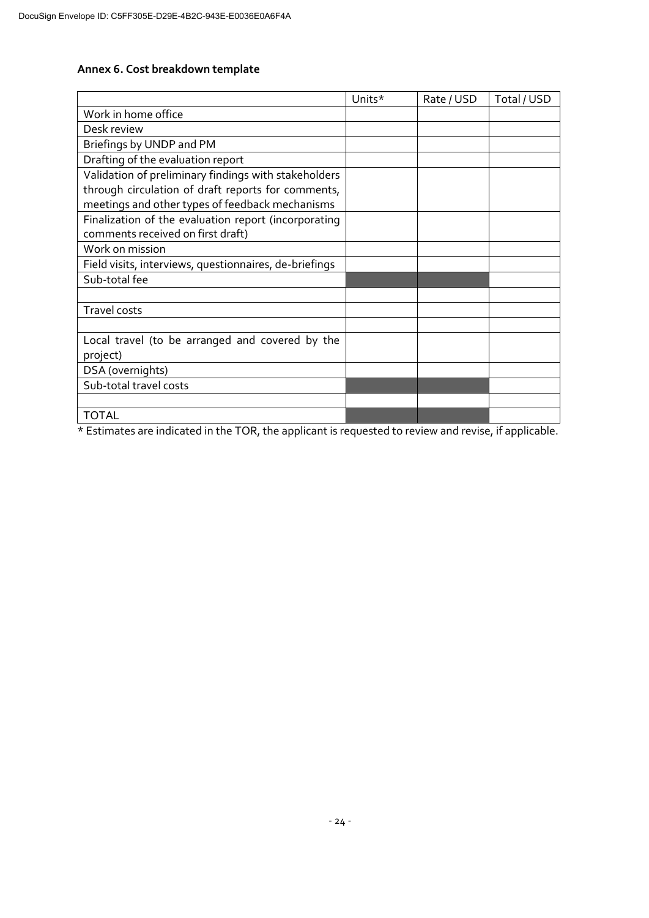**Annex 6. Cost breakdown template**

| | Units* | Rate / USD | Total / USD |
|---|---|---|---|
| Work in home office | | | |
| Desk review | | | |
| Briefings by UNDP and PM | | | |
| Drafting of the evaluation report | | | |
| Validation of preliminary findings with stakeholders through circulation of draft reports for comments, meetings and other types of feedback mechanisms | | | |
| Finalization of the evaluation report (incorporating comments received on first draft) | | | |
| Work on mission | | | |
| Field visits, interviews, questionnaires, de-briefings | | | |
| Sub-total fee | | | |
| | | | |
| Travel costs | | | |
| | | | |
| Local travel (to be arranged and covered by the project) | | | |
| DSA (overnights) | | | |
| Sub-total travel costs | | | |
| | | | |
| TOTAL | | | |

* Estimates are indicated in the TOR, the applicant is requested to review and revise, if applicable.